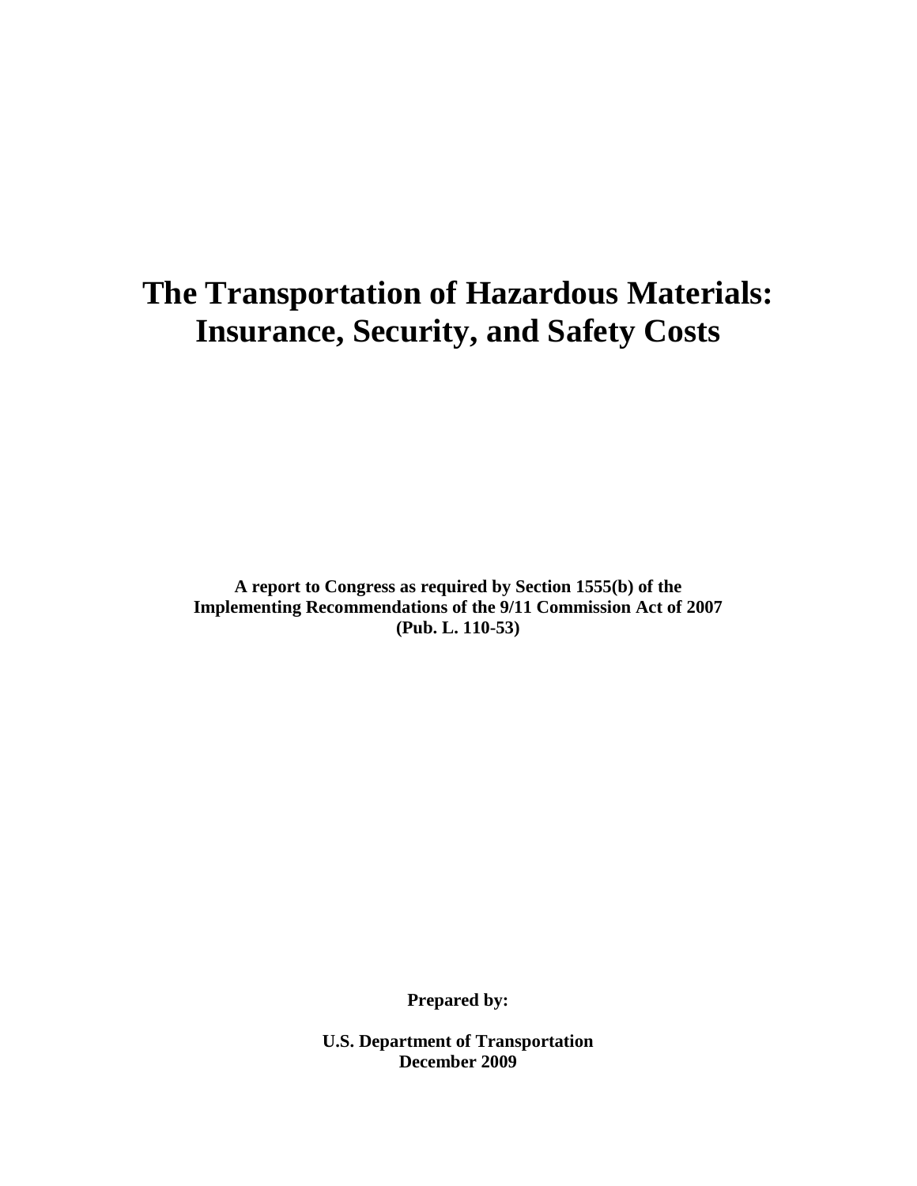# The Transportation of Hazardous Materials: Insurance, Security, and Safety Costs

**A report to Congress as required by Section 1555(b) of the Implementing Recommendations of the 9/11 Commission Act of 2007 (Pub. L. 110-53)**

**Prepared by:**

**U.S. Department of Transportation**
**December 2009**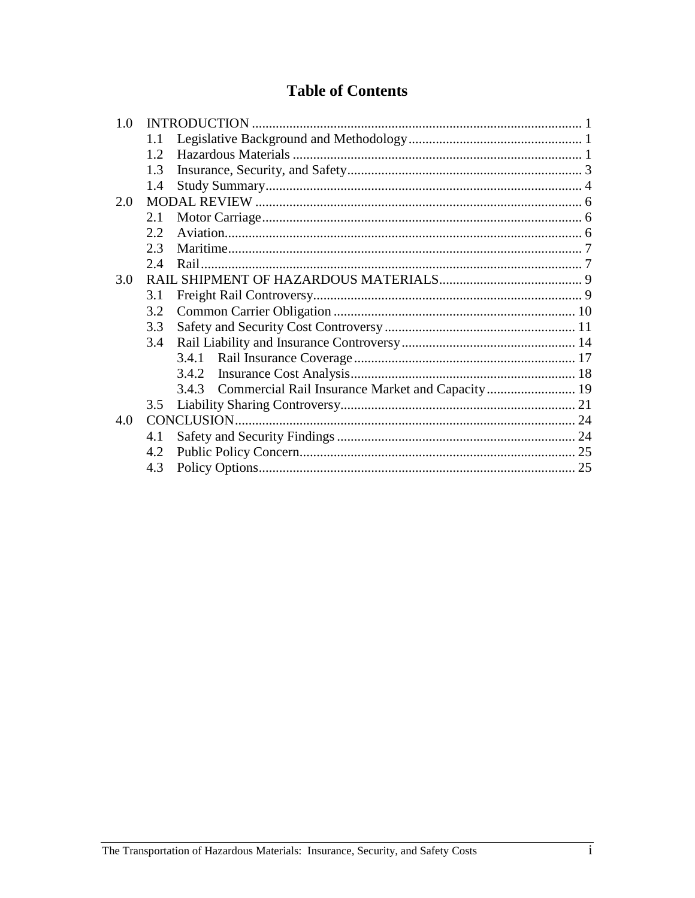# Table of Contents

- 1.0 INTRODUCTION ..... 1
  - 1.1 Legislative Background and Methodology ..... 1
  - 1.2 Hazardous Materials ..... 1
  - 1.3 Insurance, Security, and Safety ..... 3
  - 1.4 Study Summary ..... 4
- 2.0 MODAL REVIEW ..... 6
  - 2.1 Motor Carriage ..... 6
  - 2.2 Aviation ..... 6
  - 2.3 Maritime ..... 7
  - 2.4 Rail ..... 7
- 3.0 RAIL SHIPMENT OF HAZARDOUS MATERIALS ..... 9
  - 3.1 Freight Rail Controversy ..... 9
  - 3.2 Common Carrier Obligation ..... 10
  - 3.3 Safety and Security Cost Controversy ..... 11
  - 3.4 Rail Liability and Insurance Controversy ..... 14
    - 3.4.1 Rail Insurance Coverage ..... 17
    - 3.4.2 Insurance Cost Analysis ..... 18
    - 3.4.3 Commercial Rail Insurance Market and Capacity ..... 19
  - 3.5 Liability Sharing Controversy ..... 21
- 4.0 CONCLUSION ..... 24
  - 4.1 Safety and Security Findings ..... 24
  - 4.2 Public Policy Concern ..... 25
  - 4.3 Policy Options ..... 25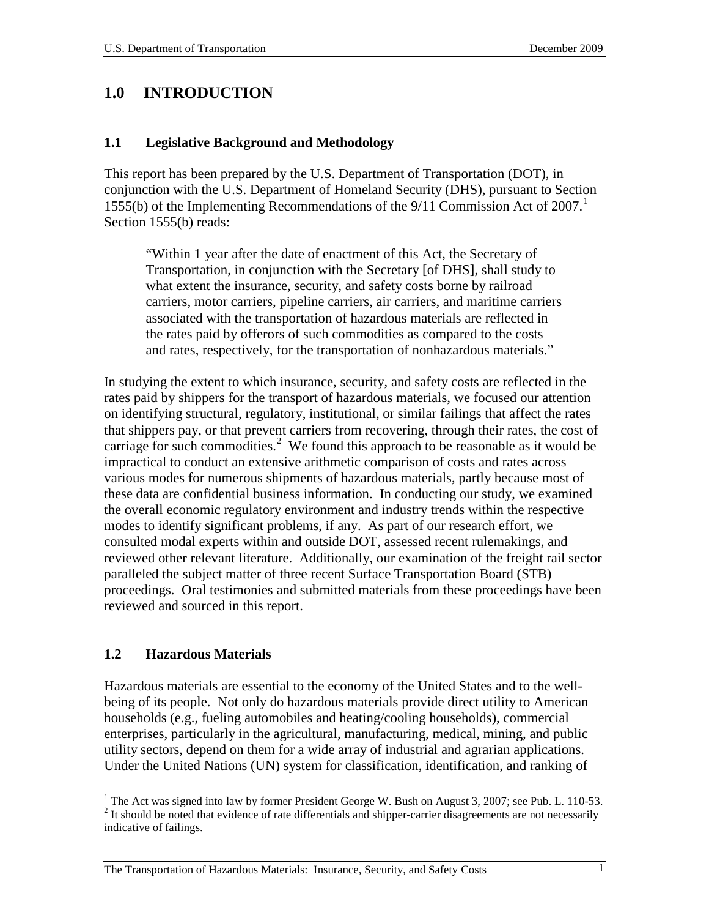# 1.0 INTRODUCTION

## 1.1 Legislative Background and Methodology

This report has been prepared by the U.S. Department of Transportation (DOT), in conjunction with the U.S. Department of Homeland Security (DHS), pursuant to Section 1555(b) of the Implementing Recommendations of the 9/11 Commission Act of 2007.[1] Section 1555(b) reads:

> "Within 1 year after the date of enactment of this Act, the Secretary of Transportation, in conjunction with the Secretary [of DHS], shall study to what extent the insurance, security, and safety costs borne by railroad carriers, motor carriers, pipeline carriers, air carriers, and maritime carriers associated with the transportation of hazardous materials are reflected in the rates paid by offerors of such commodities as compared to the costs and rates, respectively, for the transportation of nonhazardous materials."

In studying the extent to which insurance, security, and safety costs are reflected in the rates paid by shippers for the transport of hazardous materials, we focused our attention on identifying structural, regulatory, institutional, or similar failings that affect the rates that shippers pay, or that prevent carriers from recovering, through their rates, the cost of carriage for such commodities.[2] We found this approach to be reasonable as it would be impractical to conduct an extensive arithmetic comparison of costs and rates across various modes for numerous shipments of hazardous materials, partly because most of these data are confidential business information. In conducting our study, we examined the overall economic regulatory environment and industry trends within the respective modes to identify significant problems, if any. As part of our research effort, we consulted modal experts within and outside DOT, assessed recent rulemakings, and reviewed other relevant literature. Additionally, our examination of the freight rail sector paralleled the subject matter of three recent Surface Transportation Board (STB) proceedings. Oral testimonies and submitted materials from these proceedings have been reviewed and sourced in this report.

## 1.2 Hazardous Materials

Hazardous materials are essential to the economy of the United States and to the well-being of its people. Not only do hazardous materials provide direct utility to American households (e.g., fueling automobiles and heating/cooling households), commercial enterprises, particularly in the agricultural, manufacturing, medical, mining, and public utility sectors, depend on them for a wide array of industrial and agrarian applications. Under the United Nations (UN) system for classification, identification, and ranking of

---

[1] The Act was signed into law by former President George W. Bush on August 3, 2007; see Pub. L. 110-53.

[2] It should be noted that evidence of rate differentials and shipper-carrier disagreements are not necessarily indicative of failings.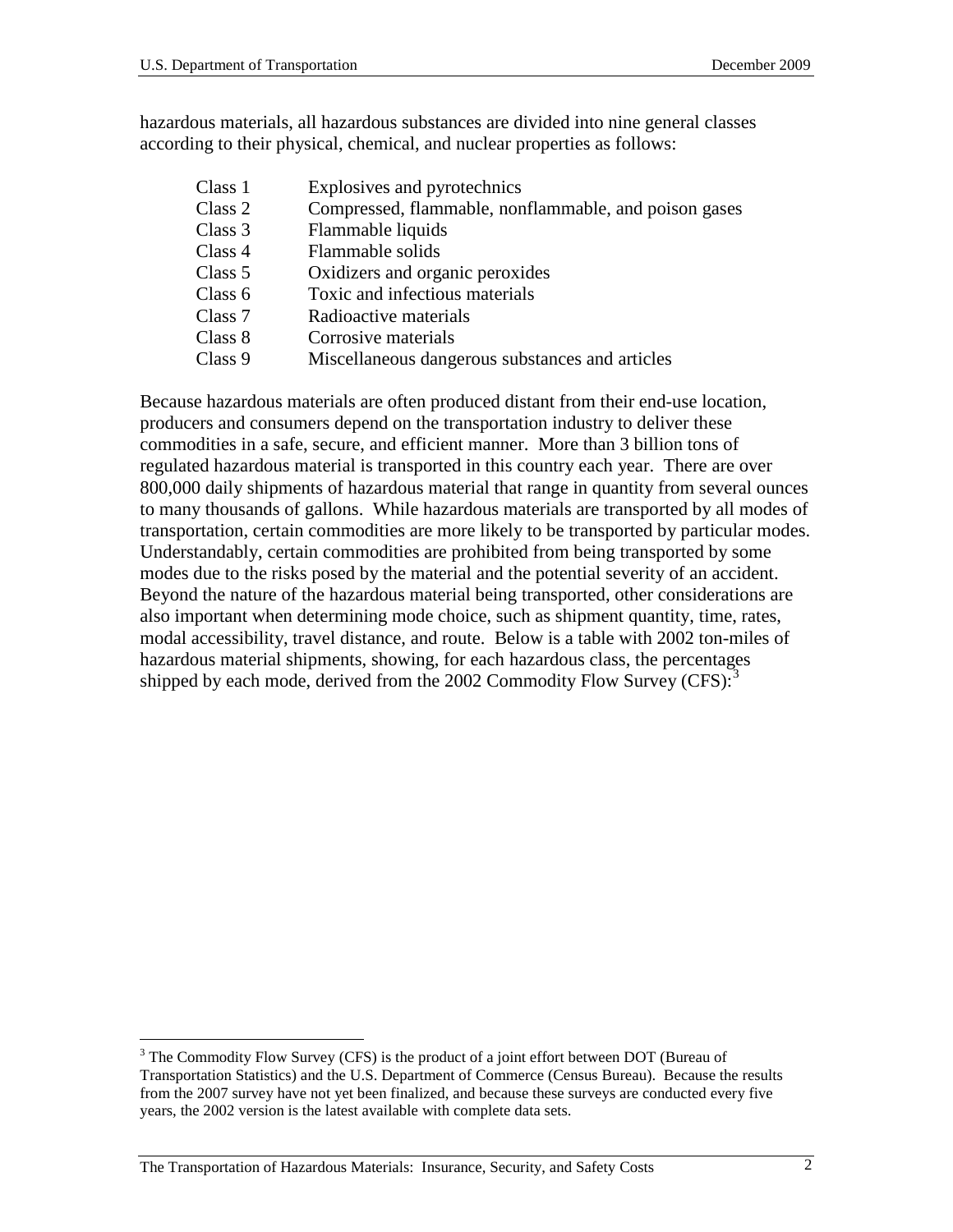hazardous materials, all hazardous substances are divided into nine general classes according to their physical, chemical, and nuclear properties as follows:

| | |
|---|---|
| Class 1 | Explosives and pyrotechnics |
| Class 2 | Compressed, flammable, nonflammable, and poison gases |
| Class 3 | Flammable liquids |
| Class 4 | Flammable solids |
| Class 5 | Oxidizers and organic peroxides |
| Class 6 | Toxic and infectious materials |
| Class 7 | Radioactive materials |
| Class 8 | Corrosive materials |
| Class 9 | Miscellaneous dangerous substances and articles |

Because hazardous materials are often produced distant from their end-use location, producers and consumers depend on the transportation industry to deliver these commodities in a safe, secure, and efficient manner. More than 3 billion tons of regulated hazardous material is transported in this country each year. There are over 800,000 daily shipments of hazardous material that range in quantity from several ounces to many thousands of gallons. While hazardous materials are transported by all modes of transportation, certain commodities are more likely to be transported by particular modes. Understandably, certain commodities are prohibited from being transported by some modes due to the risks posed by the material and the potential severity of an accident. Beyond the nature of the hazardous material being transported, other considerations are also important when determining mode choice, such as shipment quantity, time, rates, modal accessibility, travel distance, and route. Below is a table with 2002 ton-miles of hazardous material shipments, showing, for each hazardous class, the percentages shipped by each mode, derived from the 2002 Commodity Flow Survey (CFS):[3]

[3] The Commodity Flow Survey (CFS) is the product of a joint effort between DOT (Bureau of Transportation Statistics) and the U.S. Department of Commerce (Census Bureau). Because the results from the 2007 survey have not yet been finalized, and because these surveys are conducted every five years, the 2002 version is the latest available with complete data sets.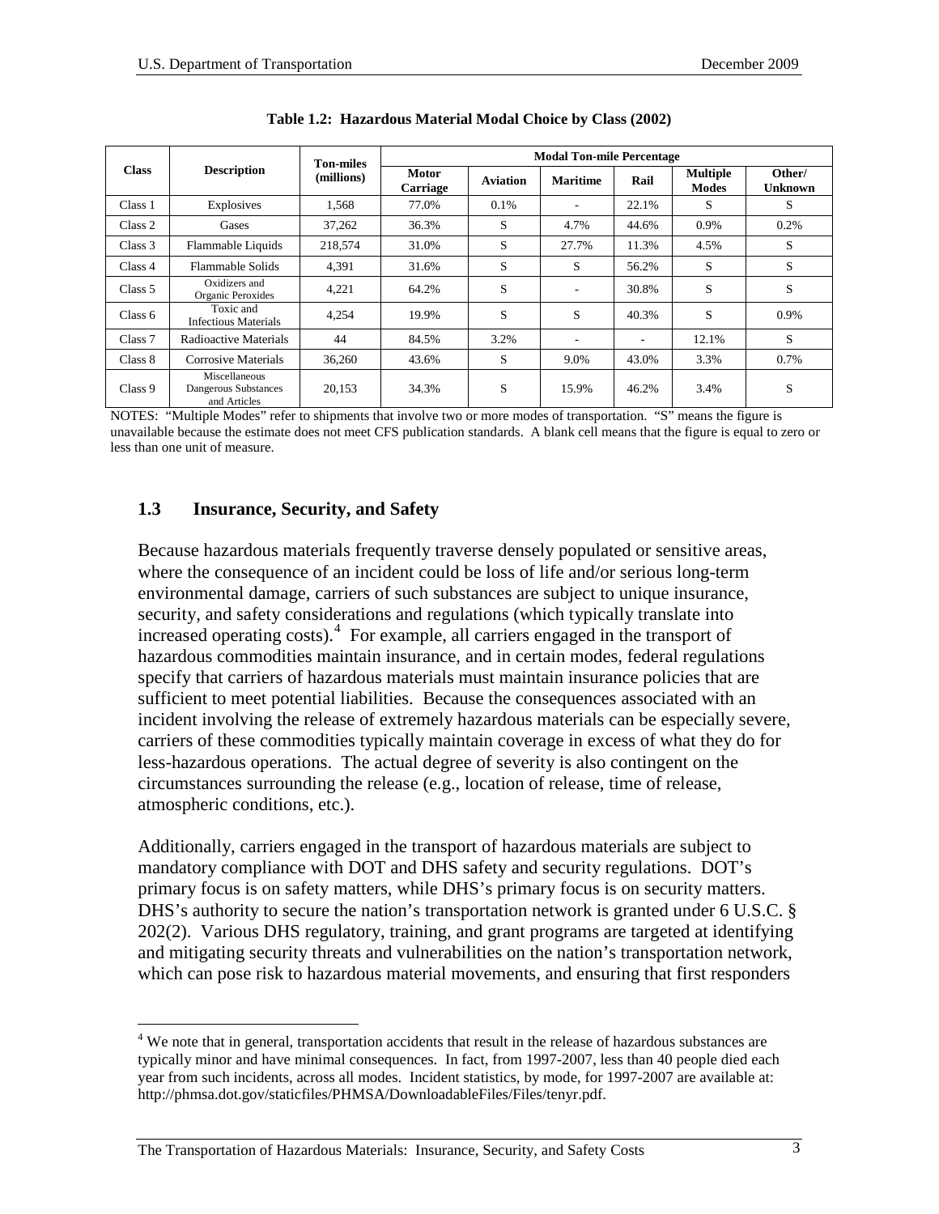**Table 1.2: Hazardous Material Modal Choice by Class (2002)**

| Class | Description | Ton-miles (millions) | Modal Ton-mile Percentage | | | | | |
|---|---|---|---|---|---|---|---|---|
| | | | Motor Carriage | Aviation | Maritime | Rail | Multiple Modes | Other/ Unknown |
| Class 1 | Explosives | 1,568 | 77.0% | 0.1% | - | 22.1% | S | S |
| Class 2 | Gases | 37,262 | 36.3% | S | 4.7% | 44.6% | 0.9% | 0.2% |
| Class 3 | Flammable Liquids | 218,574 | 31.0% | S | 27.7% | 11.3% | 4.5% | S |
| Class 4 | Flammable Solids | 4,391 | 31.6% | S | S | 56.2% | S | S |
| Class 5 | Oxidizers and Organic Peroxides | 4,221 | 64.2% | S | - | 30.8% | S | S |
| Class 6 | Toxic and Infectious Materials | 4,254 | 19.9% | S | S | 40.3% | S | 0.9% |
| Class 7 | Radioactive Materials | 44 | 84.5% | 3.2% | - | - | 12.1% | S |
| Class 8 | Corrosive Materials | 36,260 | 43.6% | S | 9.0% | 43.0% | 3.3% | 0.7% |
| Class 9 | Miscellaneous Dangerous Substances and Articles | 20,153 | 34.3% | S | 15.9% | 46.2% | 3.4% | S |

NOTES: "Multiple Modes" refer to shipments that involve two or more modes of transportation. "S" means the figure is unavailable because the estimate does not meet CFS publication standards. A blank cell means that the figure is equal to zero or less than one unit of measure.

## 1.3 Insurance, Security, and Safety

Because hazardous materials frequently traverse densely populated or sensitive areas, where the consequence of an incident could be loss of life and/or serious long-term environmental damage, carriers of such substances are subject to unique insurance, security, and safety considerations and regulations (which typically translate into increased operating costs).[4] For example, all carriers engaged in the transport of hazardous commodities maintain insurance, and in certain modes, federal regulations specify that carriers of hazardous materials must maintain insurance policies that are sufficient to meet potential liabilities. Because the consequences associated with an incident involving the release of extremely hazardous materials can be especially severe, carriers of these commodities typically maintain coverage in excess of what they do for less-hazardous operations. The actual degree of severity is also contingent on the circumstances surrounding the release (e.g., location of release, time of release, atmospheric conditions, etc.).

Additionally, carriers engaged in the transport of hazardous materials are subject to mandatory compliance with DOT and DHS safety and security regulations. DOT's primary focus is on safety matters, while DHS's primary focus is on security matters. DHS's authority to secure the nation's transportation network is granted under 6 U.S.C. § 202(2). Various DHS regulatory, training, and grant programs are targeted at identifying and mitigating security threats and vulnerabilities on the nation's transportation network, which can pose risk to hazardous material movements, and ensuring that first responders

[4] We note that in general, transportation accidents that result in the release of hazardous substances are typically minor and have minimal consequences. In fact, from 1997-2007, less than 40 people died each year from such incidents, across all modes. Incident statistics, by mode, for 1997-2007 are available at: http://phmsa.dot.gov/staticfiles/PHMSA/DownloadableFiles/Files/tenyr.pdf.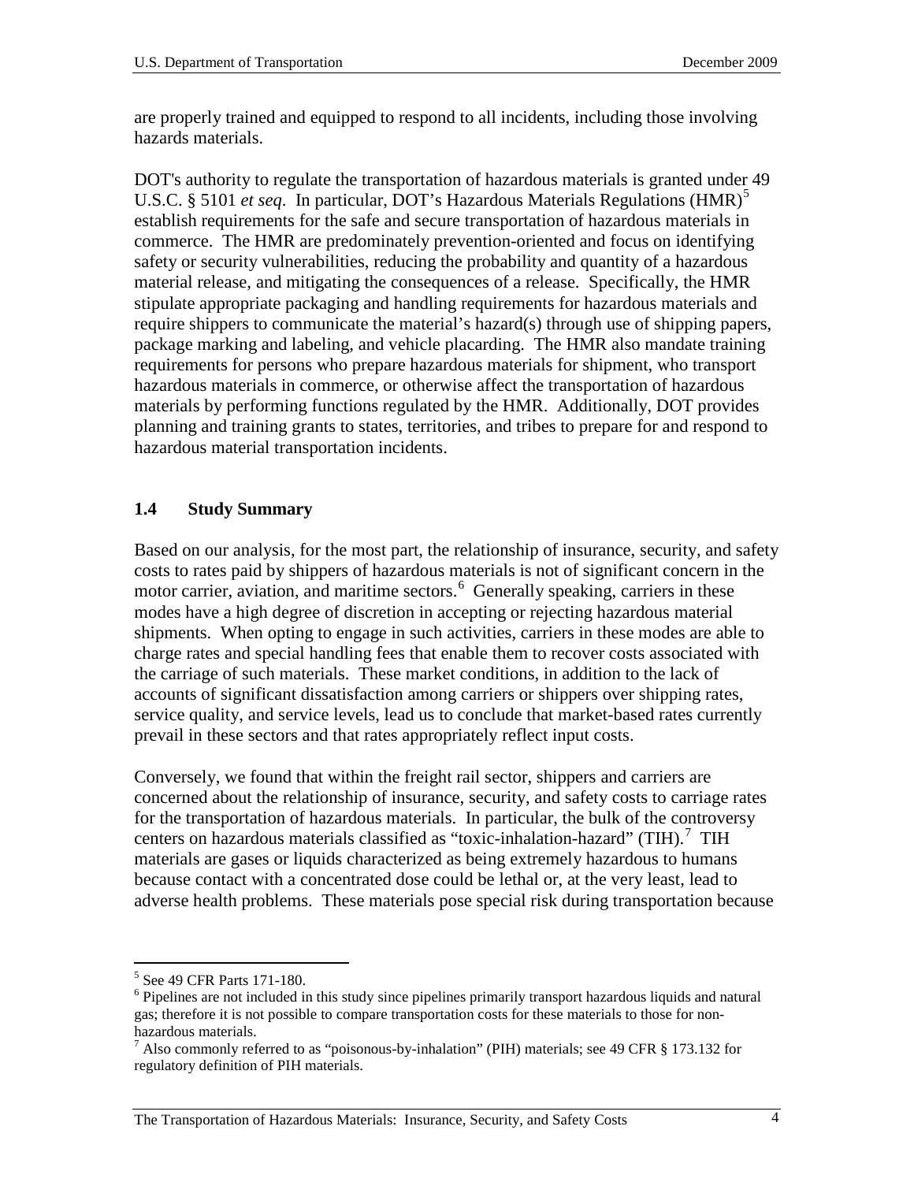are properly trained and equipped to respond to all incidents, including those involving hazards materials.

DOT's authority to regulate the transportation of hazardous materials is granted under 49 U.S.C. § 5101 *et seq*. In particular, DOT's Hazardous Materials Regulations (HMR)[5] establish requirements for the safe and secure transportation of hazardous materials in commerce. The HMR are predominately prevention-oriented and focus on identifying safety or security vulnerabilities, reducing the probability and quantity of a hazardous material release, and mitigating the consequences of a release. Specifically, the HMR stipulate appropriate packaging and handling requirements for hazardous materials and require shippers to communicate the material's hazard(s) through use of shipping papers, package marking and labeling, and vehicle placarding. The HMR also mandate training requirements for persons who prepare hazardous materials for shipment, who transport hazardous materials in commerce, or otherwise affect the transportation of hazardous materials by performing functions regulated by the HMR. Additionally, DOT provides planning and training grants to states, territories, and tribes to prepare for and respond to hazardous material transportation incidents.

### 1.4 Study Summary

Based on our analysis, for the most part, the relationship of insurance, security, and safety costs to rates paid by shippers of hazardous materials is not of significant concern in the motor carrier, aviation, and maritime sectors.[6] Generally speaking, carriers in these modes have a high degree of discretion in accepting or rejecting hazardous material shipments. When opting to engage in such activities, carriers in these modes are able to charge rates and special handling fees that enable them to recover costs associated with the carriage of such materials. These market conditions, in addition to the lack of accounts of significant dissatisfaction among carriers or shippers over shipping rates, service quality, and service levels, lead us to conclude that market-based rates currently prevail in these sectors and that rates appropriately reflect input costs.

Conversely, we found that within the freight rail sector, shippers and carriers are concerned about the relationship of insurance, security, and safety costs to carriage rates for the transportation of hazardous materials. In particular, the bulk of the controversy centers on hazardous materials classified as "toxic-inhalation-hazard" (TIH).[7] TIH materials are gases or liquids characterized as being extremely hazardous to humans because contact with a concentrated dose could be lethal or, at the very least, lead to adverse health problems. These materials pose special risk during transportation because

---

[5] See 49 CFR Parts 171-180.

[6] Pipelines are not included in this study since pipelines primarily transport hazardous liquids and natural gas; therefore it is not possible to compare transportation costs for these materials to those for non-hazardous materials.

[7] Also commonly referred to as "poisonous-by-inhalation" (PIH) materials; see 49 CFR § 173.132 for regulatory definition of PIH materials.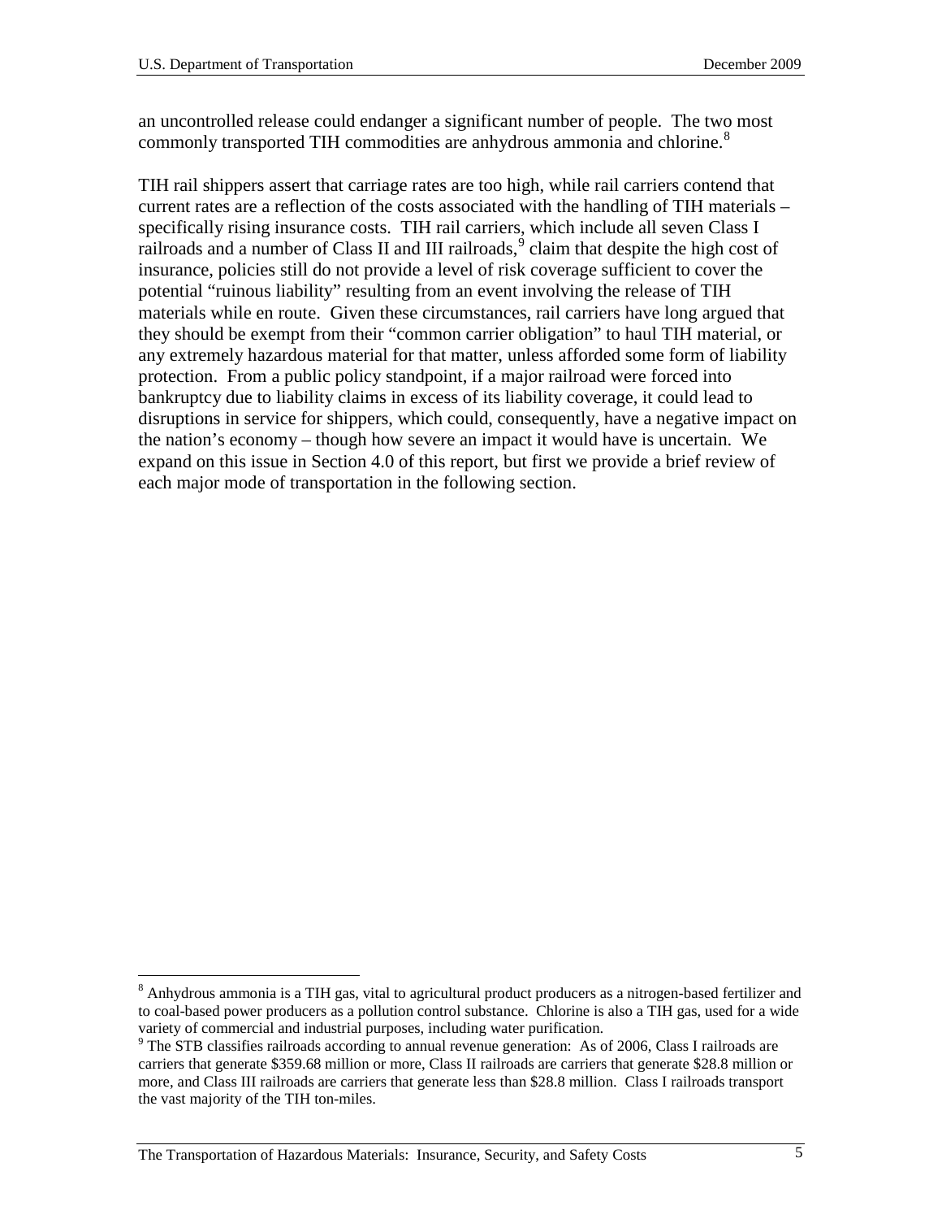an uncontrolled release could endanger a significant number of people. The two most commonly transported TIH commodities are anhydrous ammonia and chlorine.[8]

TIH rail shippers assert that carriage rates are too high, while rail carriers contend that current rates are a reflection of the costs associated with the handling of TIH materials – specifically rising insurance costs. TIH rail carriers, which include all seven Class I railroads and a number of Class II and III railroads,[9] claim that despite the high cost of insurance, policies still do not provide a level of risk coverage sufficient to cover the potential "ruinous liability" resulting from an event involving the release of TIH materials while en route. Given these circumstances, rail carriers have long argued that they should be exempt from their "common carrier obligation" to haul TIH material, or any extremely hazardous material for that matter, unless afforded some form of liability protection. From a public policy standpoint, if a major railroad were forced into bankruptcy due to liability claims in excess of its liability coverage, it could lead to disruptions in service for shippers, which could, consequently, have a negative impact on the nation's economy – though how severe an impact it would have is uncertain. We expand on this issue in Section 4.0 of this report, but first we provide a brief review of each major mode of transportation in the following section.

[8] Anhydrous ammonia is a TIH gas, vital to agricultural product producers as a nitrogen-based fertilizer and to coal-based power producers as a pollution control substance. Chlorine is also a TIH gas, used for a wide variety of commercial and industrial purposes, including water purification.

[9] The STB classifies railroads according to annual revenue generation: As of 2006, Class I railroads are carriers that generate $359.68 million or more, Class II railroads are carriers that generate $28.8 million or more, and Class III railroads are carriers that generate less than $28.8 million. Class I railroads transport the vast majority of the TIH ton-miles.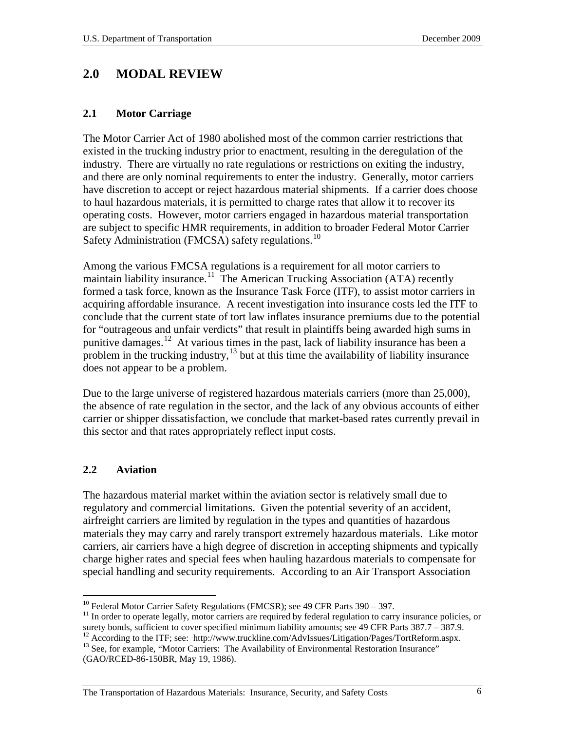## 2.0 MODAL REVIEW

### 2.1 Motor Carriage

The Motor Carrier Act of 1980 abolished most of the common carrier restrictions that existed in the trucking industry prior to enactment, resulting in the deregulation of the industry. There are virtually no rate regulations or restrictions on exiting the industry, and there are only nominal requirements to enter the industry. Generally, motor carriers have discretion to accept or reject hazardous material shipments. If a carrier does choose to haul hazardous materials, it is permitted to charge rates that allow it to recover its operating costs. However, motor carriers engaged in hazardous material transportation are subject to specific HMR requirements, in addition to broader Federal Motor Carrier Safety Administration (FMCSA) safety regulations.[10]

Among the various FMCSA regulations is a requirement for all motor carriers to maintain liability insurance.[11] The American Trucking Association (ATA) recently formed a task force, known as the Insurance Task Force (ITF), to assist motor carriers in acquiring affordable insurance. A recent investigation into insurance costs led the ITF to conclude that the current state of tort law inflates insurance premiums due to the potential for "outrageous and unfair verdicts" that result in plaintiffs being awarded high sums in punitive damages.[12] At various times in the past, lack of liability insurance has been a problem in the trucking industry,[13] but at this time the availability of liability insurance does not appear to be a problem.

Due to the large universe of registered hazardous materials carriers (more than 25,000), the absence of rate regulation in the sector, and the lack of any obvious accounts of either carrier or shipper dissatisfaction, we conclude that market-based rates currently prevail in this sector and that rates appropriately reflect input costs.

### 2.2 Aviation

The hazardous material market within the aviation sector is relatively small due to regulatory and commercial limitations. Given the potential severity of an accident, airfreight carriers are limited by regulation in the types and quantities of hazardous materials they may carry and rarely transport extremely hazardous materials. Like motor carriers, air carriers have a high degree of discretion in accepting shipments and typically charge higher rates and special fees when hauling hazardous materials to compensate for special handling and security requirements. According to an Air Transport Association

---

[10] Federal Motor Carrier Safety Regulations (FMCSR); see 49 CFR Parts 390 – 397.

[11] In order to operate legally, motor carriers are required by federal regulation to carry insurance policies, or surety bonds, sufficient to cover specified minimum liability amounts; see 49 CFR Parts 387.7 – 387.9.

[12] According to the ITF; see: http://www.truckline.com/AdvIssues/Litigation/Pages/TortReform.aspx.

[13] See, for example, "Motor Carriers: The Availability of Environmental Restoration Insurance" (GAO/RCED-86-150BR, May 19, 1986).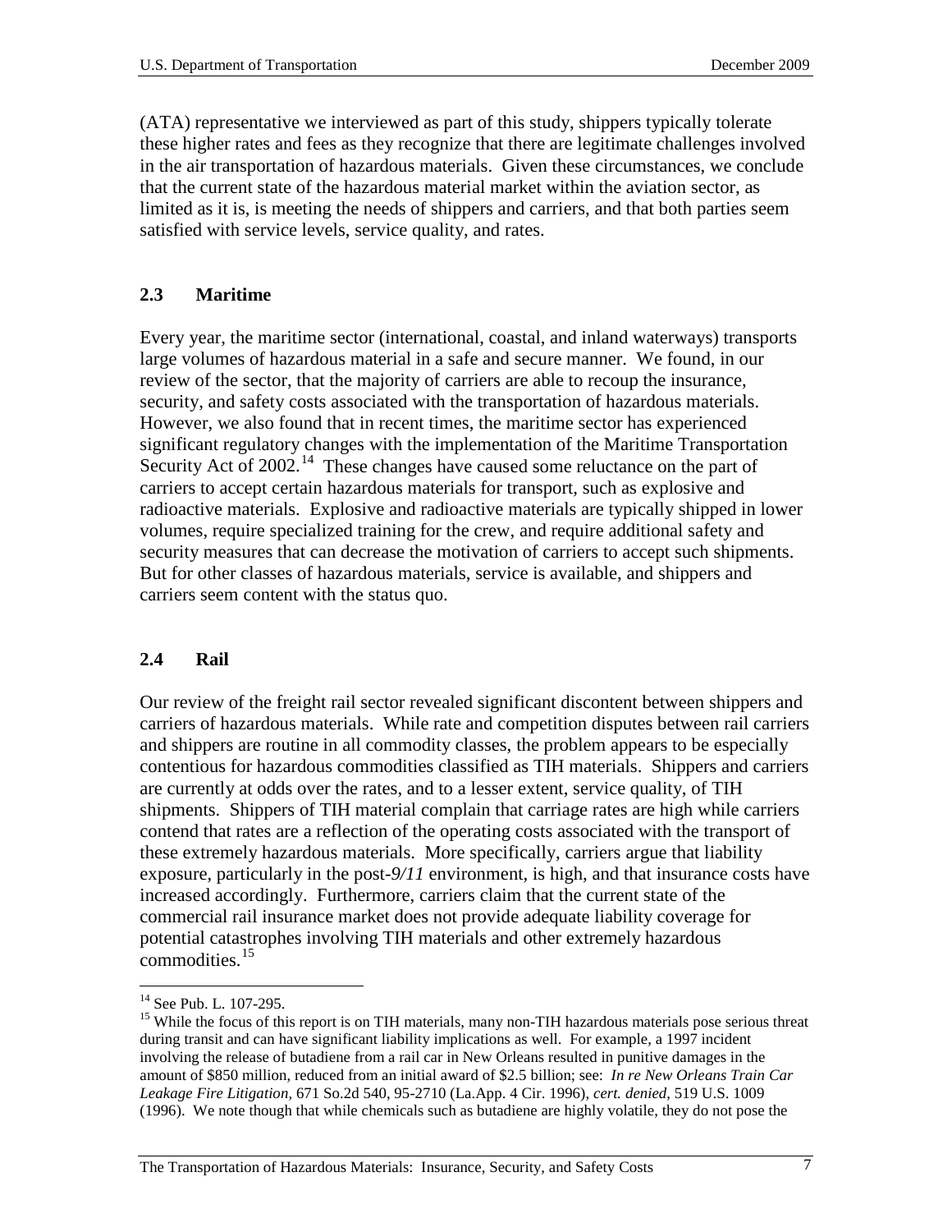(ATA) representative we interviewed as part of this study, shippers typically tolerate these higher rates and fees as they recognize that there are legitimate challenges involved in the air transportation of hazardous materials. Given these circumstances, we conclude that the current state of the hazardous material market within the aviation sector, as limited as it is, is meeting the needs of shippers and carriers, and that both parties seem satisfied with service levels, service quality, and rates.

## 2.3 Maritime

Every year, the maritime sector (international, coastal, and inland waterways) transports large volumes of hazardous material in a safe and secure manner. We found, in our review of the sector, that the majority of carriers are able to recoup the insurance, security, and safety costs associated with the transportation of hazardous materials. However, we also found that in recent times, the maritime sector has experienced significant regulatory changes with the implementation of the Maritime Transportation Security Act of 2002.[14] These changes have caused some reluctance on the part of carriers to accept certain hazardous materials for transport, such as explosive and radioactive materials. Explosive and radioactive materials are typically shipped in lower volumes, require specialized training for the crew, and require additional safety and security measures that can decrease the motivation of carriers to accept such shipments. But for other classes of hazardous materials, service is available, and shippers and carriers seem content with the status quo.

## 2.4 Rail

Our review of the freight rail sector revealed significant discontent between shippers and carriers of hazardous materials. While rate and competition disputes between rail carriers and shippers are routine in all commodity classes, the problem appears to be especially contentious for hazardous commodities classified as TIH materials. Shippers and carriers are currently at odds over the rates, and to a lesser extent, service quality, of TIH shipments. Shippers of TIH material complain that carriage rates are high while carriers contend that rates are a reflection of the operating costs associated with the transport of these extremely hazardous materials. More specifically, carriers argue that liability exposure, particularly in the post-*9/11* environment, is high, and that insurance costs have increased accordingly. Furthermore, carriers claim that the current state of the commercial rail insurance market does not provide adequate liability coverage for potential catastrophes involving TIH materials and other extremely hazardous commodities.[15]

---

[14] See Pub. L. 107-295.

[15] While the focus of this report is on TIH materials, many non-TIH hazardous materials pose serious threat during transit and can have significant liability implications as well. For example, a 1997 incident involving the release of butadiene from a rail car in New Orleans resulted in punitive damages in the amount of $850 million, reduced from an initial award of $2.5 billion; see: *In re New Orleans Train Car Leakage Fire Litigation*, 671 So.2d 540, 95-2710 (La.App. 4 Cir. 1996), *cert. denied*, 519 U.S. 1009 (1996). We note though that while chemicals such as butadiene are highly volatile, they do not pose the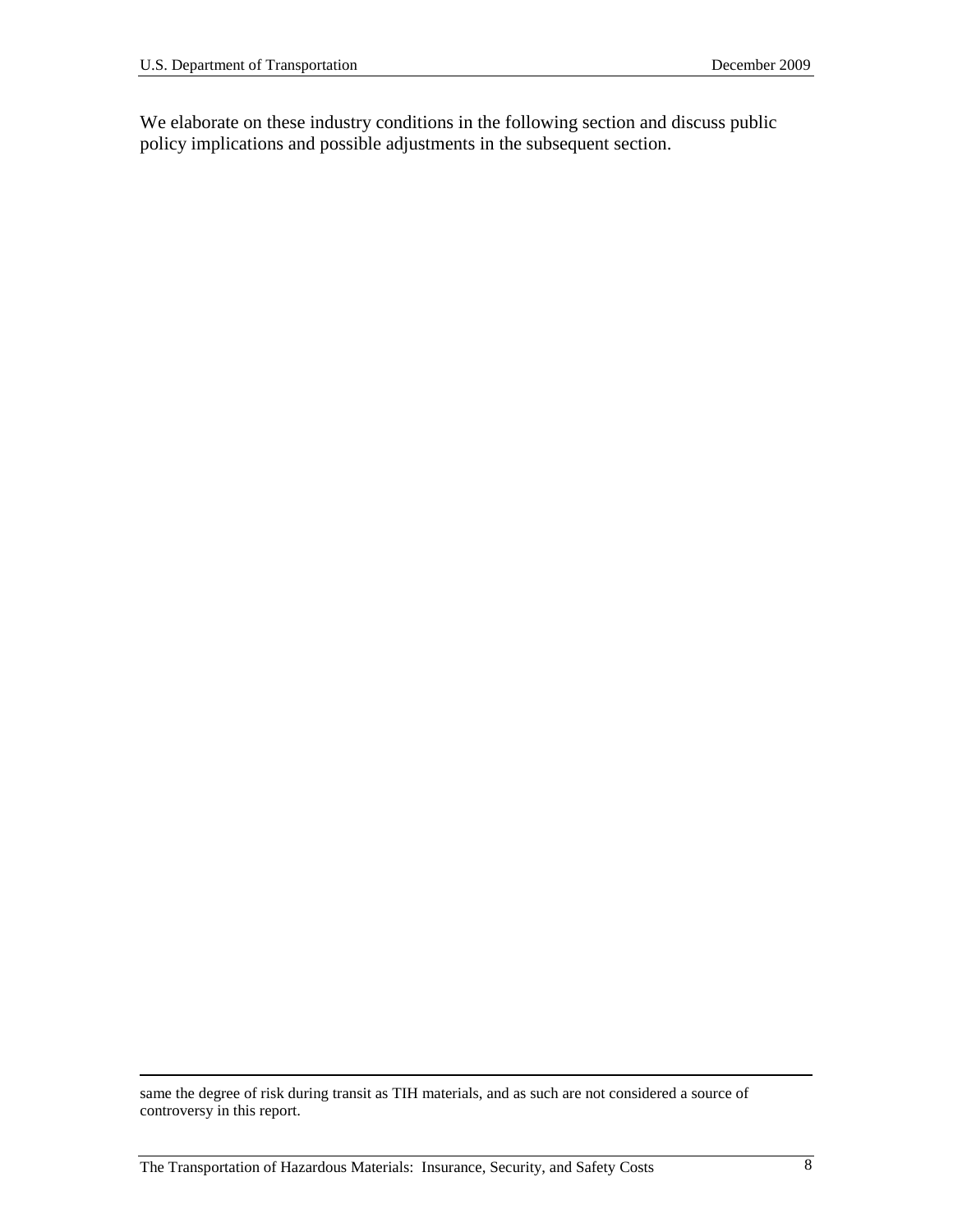We elaborate on these industry conditions in the following section and discuss public policy implications and possible adjustments in the subsequent section.

---

same the degree of risk during transit as TIH materials, and as such are not considered a source of controversy in this report.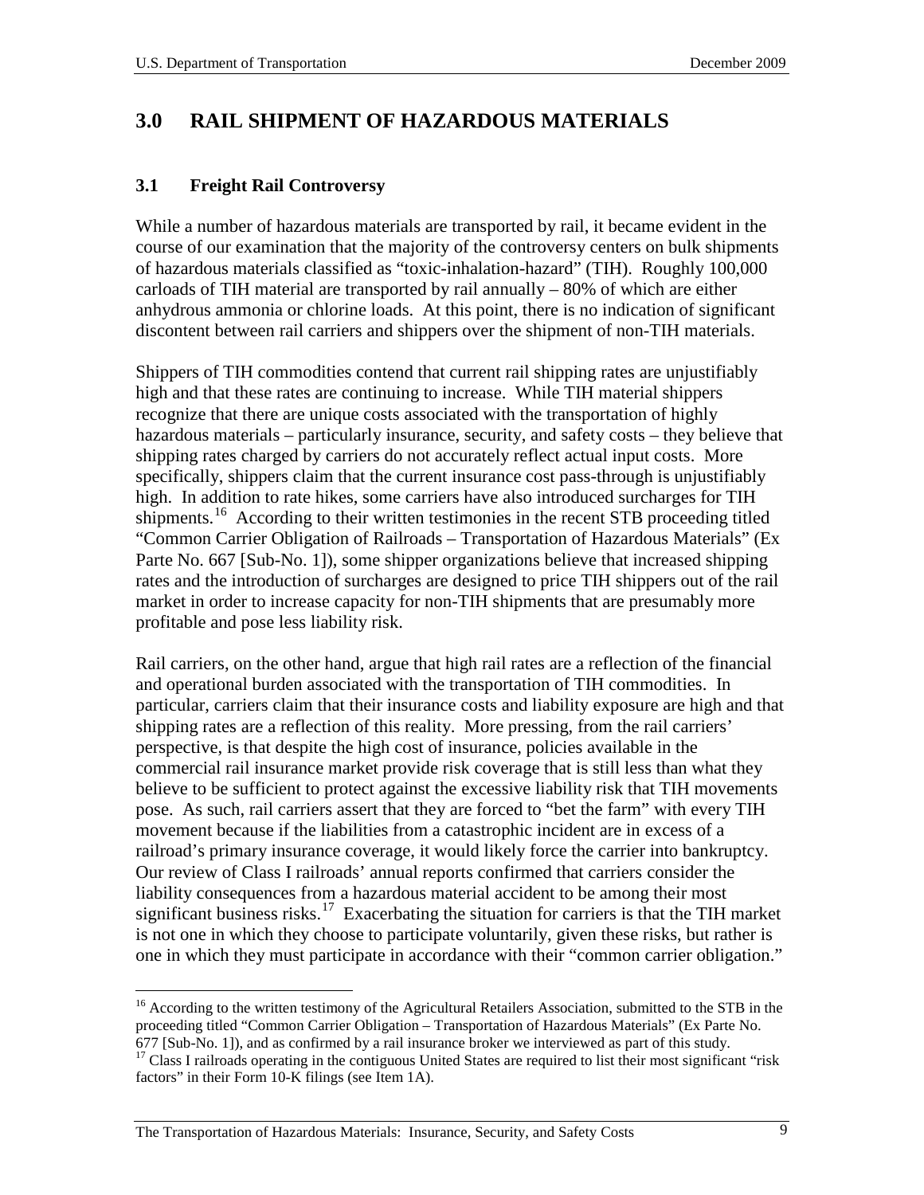## 3.0 RAIL SHIPMENT OF HAZARDOUS MATERIALS

### 3.1 Freight Rail Controversy

While a number of hazardous materials are transported by rail, it became evident in the course of our examination that the majority of the controversy centers on bulk shipments of hazardous materials classified as "toxic-inhalation-hazard" (TIH). Roughly 100,000 carloads of TIH material are transported by rail annually – 80% of which are either anhydrous ammonia or chlorine loads. At this point, there is no indication of significant discontent between rail carriers and shippers over the shipment of non-TIH materials.

Shippers of TIH commodities contend that current rail shipping rates are unjustifiably high and that these rates are continuing to increase. While TIH material shippers recognize that there are unique costs associated with the transportation of highly hazardous materials – particularly insurance, security, and safety costs – they believe that shipping rates charged by carriers do not accurately reflect actual input costs. More specifically, shippers claim that the current insurance cost pass-through is unjustifiably high. In addition to rate hikes, some carriers have also introduced surcharges for TIH shipments.[16] According to their written testimonies in the recent STB proceeding titled "Common Carrier Obligation of Railroads – Transportation of Hazardous Materials" (Ex Parte No. 667 [Sub-No. 1]), some shipper organizations believe that increased shipping rates and the introduction of surcharges are designed to price TIH shippers out of the rail market in order to increase capacity for non-TIH shipments that are presumably more profitable and pose less liability risk.

Rail carriers, on the other hand, argue that high rail rates are a reflection of the financial and operational burden associated with the transportation of TIH commodities. In particular, carriers claim that their insurance costs and liability exposure are high and that shipping rates are a reflection of this reality. More pressing, from the rail carriers' perspective, is that despite the high cost of insurance, policies available in the commercial rail insurance market provide risk coverage that is still less than what they believe to be sufficient to protect against the excessive liability risk that TIH movements pose. As such, rail carriers assert that they are forced to "bet the farm" with every TIH movement because if the liabilities from a catastrophic incident are in excess of a railroad's primary insurance coverage, it would likely force the carrier into bankruptcy. Our review of Class I railroads' annual reports confirmed that carriers consider the liability consequences from a hazardous material accident to be among their most significant business risks.[17] Exacerbating the situation for carriers is that the TIH market is not one in which they choose to participate voluntarily, given these risks, but rather is one in which they must participate in accordance with their "common carrier obligation."

---

[16] According to the written testimony of the Agricultural Retailers Association, submitted to the STB in the proceeding titled "Common Carrier Obligation – Transportation of Hazardous Materials" (Ex Parte No. 677 [Sub-No. 1]), and as confirmed by a rail insurance broker we interviewed as part of this study.

[17] Class I railroads operating in the contiguous United States are required to list their most significant "risk factors" in their Form 10-K filings (see Item 1A).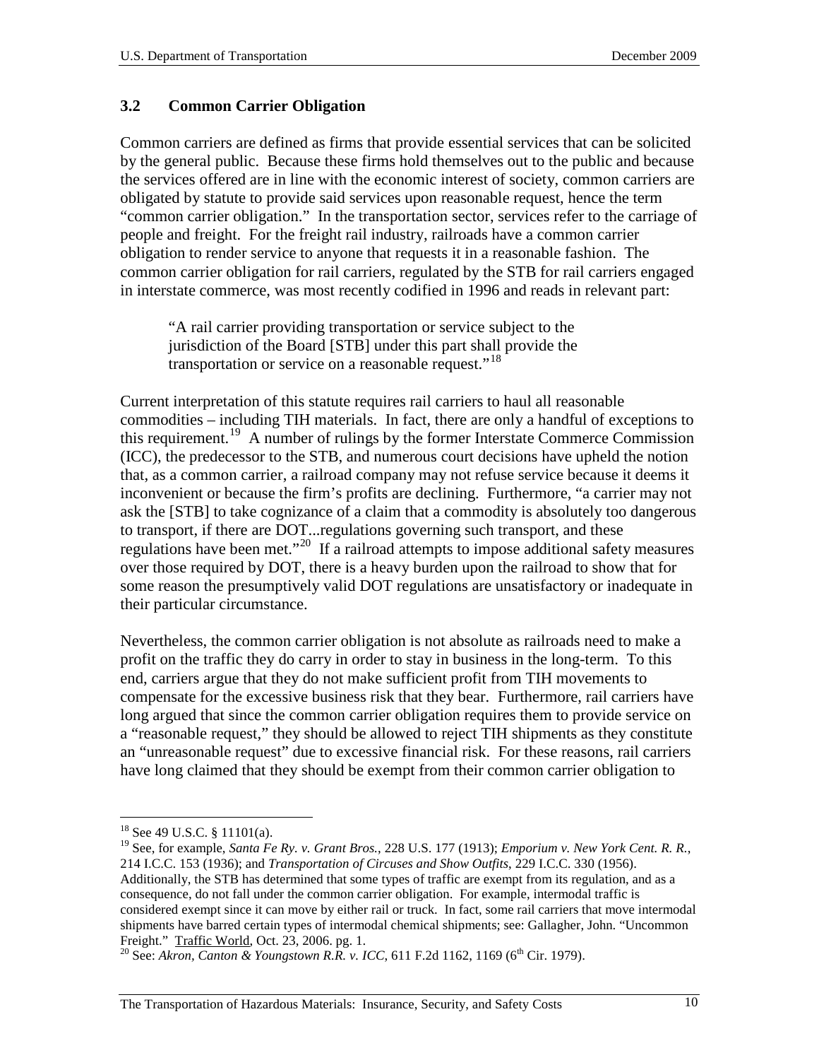### 3.2 Common Carrier Obligation

Common carriers are defined as firms that provide essential services that can be solicited by the general public. Because these firms hold themselves out to the public and because the services offered are in line with the economic interest of society, common carriers are obligated by statute to provide said services upon reasonable request, hence the term "common carrier obligation." In the transportation sector, services refer to the carriage of people and freight. For the freight rail industry, railroads have a common carrier obligation to render service to anyone that requests it in a reasonable fashion. The common carrier obligation for rail carriers, regulated by the STB for rail carriers engaged in interstate commerce, was most recently codified in 1996 and reads in relevant part:

> "A rail carrier providing transportation or service subject to the jurisdiction of the Board [STB] under this part shall provide the transportation or service on a reasonable request."[18]

Current interpretation of this statute requires rail carriers to haul all reasonable commodities – including TIH materials. In fact, there are only a handful of exceptions to this requirement.[19] A number of rulings by the former Interstate Commerce Commission (ICC), the predecessor to the STB, and numerous court decisions have upheld the notion that, as a common carrier, a railroad company may not refuse service because it deems it inconvenient or because the firm's profits are declining. Furthermore, "a carrier may not ask the [STB] to take cognizance of a claim that a commodity is absolutely too dangerous to transport, if there are DOT...regulations governing such transport, and these regulations have been met."[20] If a railroad attempts to impose additional safety measures over those required by DOT, there is a heavy burden upon the railroad to show that for some reason the presumptively valid DOT regulations are unsatisfactory or inadequate in their particular circumstance.

Nevertheless, the common carrier obligation is not absolute as railroads need to make a profit on the traffic they do carry in order to stay in business in the long-term. To this end, carriers argue that they do not make sufficient profit from TIH movements to compensate for the excessive business risk that they bear. Furthermore, rail carriers have long argued that since the common carrier obligation requires them to provide service on a "reasonable request," they should be allowed to reject TIH shipments as they constitute an "unreasonable request" due to excessive financial risk. For these reasons, rail carriers have long claimed that they should be exempt from their common carrier obligation to

---

[18] See 49 U.S.C. § 11101(a).

[19] See, for example, *Santa Fe Ry. v. Grant Bros.*, 228 U.S. 177 (1913); *Emporium v. New York Cent. R. R.*, 214 I.C.C. 153 (1936); and *Transportation of Circuses and Show Outfits*, 229 I.C.C. 330 (1956). Additionally, the STB has determined that some types of traffic are exempt from its regulation, and as a consequence, do not fall under the common carrier obligation. For example, intermodal traffic is considered exempt since it can move by either rail or truck. In fact, some rail carriers that move intermodal shipments have barred certain types of intermodal chemical shipments; see: Gallagher, John. "Uncommon Freight." Traffic World, Oct. 23, 2006. pg. 1.

[20] See: *Akron, Canton & Youngstown R.R. v. ICC*, 611 F.2d 1162, 1169 (6th Cir. 1979).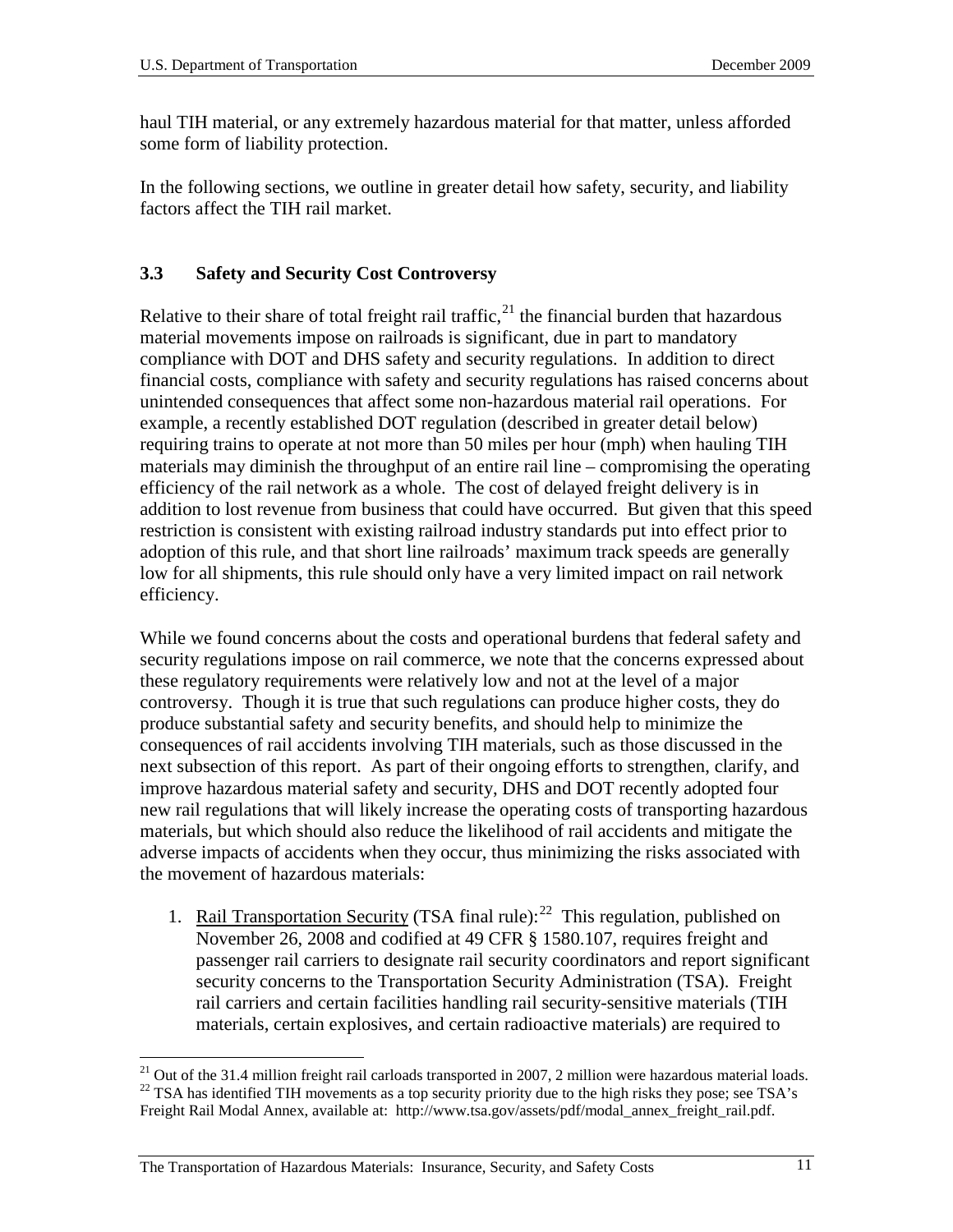haul TIH material, or any extremely hazardous material for that matter, unless afforded some form of liability protection.

In the following sections, we outline in greater detail how safety, security, and liability factors affect the TIH rail market.

### 3.3 Safety and Security Cost Controversy

Relative to their share of total freight rail traffic,[21] the financial burden that hazardous material movements impose on railroads is significant, due in part to mandatory compliance with DOT and DHS safety and security regulations. In addition to direct financial costs, compliance with safety and security regulations has raised concerns about unintended consequences that affect some non-hazardous material rail operations. For example, a recently established DOT regulation (described in greater detail below) requiring trains to operate at not more than 50 miles per hour (mph) when hauling TIH materials may diminish the throughput of an entire rail line – compromising the operating efficiency of the rail network as a whole. The cost of delayed freight delivery is in addition to lost revenue from business that could have occurred. But given that this speed restriction is consistent with existing railroad industry standards put into effect prior to adoption of this rule, and that short line railroads' maximum track speeds are generally low for all shipments, this rule should only have a very limited impact on rail network efficiency.

While we found concerns about the costs and operational burdens that federal safety and security regulations impose on rail commerce, we note that the concerns expressed about these regulatory requirements were relatively low and not at the level of a major controversy. Though it is true that such regulations can produce higher costs, they do produce substantial safety and security benefits, and should help to minimize the consequences of rail accidents involving TIH materials, such as those discussed in the next subsection of this report. As part of their ongoing efforts to strengthen, clarify, and improve hazardous material safety and security, DHS and DOT recently adopted four new rail regulations that will likely increase the operating costs of transporting hazardous materials, but which should also reduce the likelihood of rail accidents and mitigate the adverse impacts of accidents when they occur, thus minimizing the risks associated with the movement of hazardous materials:

1. Rail Transportation Security (TSA final rule):[22] This regulation, published on November 26, 2008 and codified at 49 CFR § 1580.107, requires freight and passenger rail carriers to designate rail security coordinators and report significant security concerns to the Transportation Security Administration (TSA). Freight rail carriers and certain facilities handling rail security-sensitive materials (TIH materials, certain explosives, and certain radioactive materials) are required to

---

[21] Out of the 31.4 million freight rail carloads transported in 2007, 2 million were hazardous material loads.

[22] TSA has identified TIH movements as a top security priority due to the high risks they pose; see TSA's Freight Rail Modal Annex, available at: http://www.tsa.gov/assets/pdf/modal_annex_freight_rail.pdf.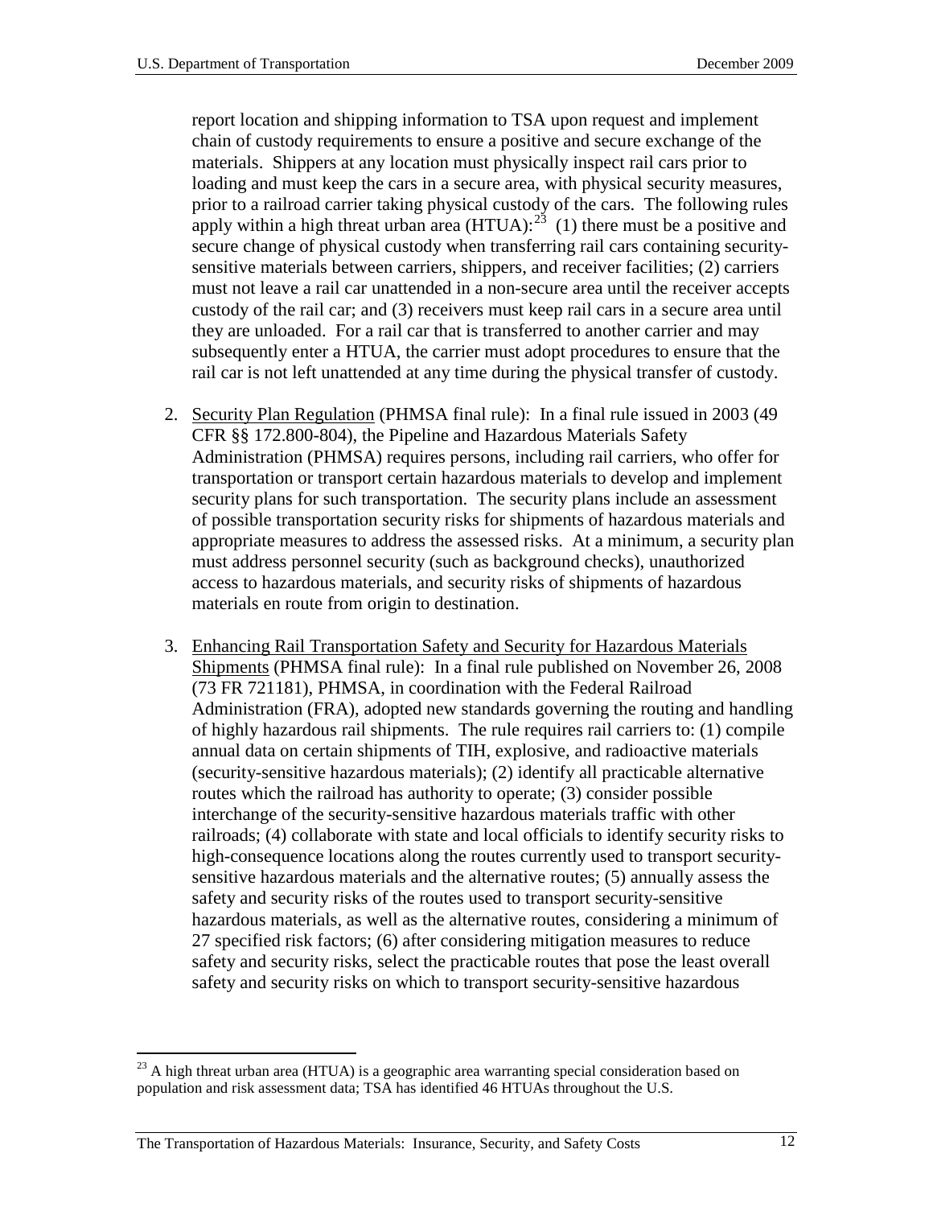report location and shipping information to TSA upon request and implement chain of custody requirements to ensure a positive and secure exchange of the materials. Shippers at any location must physically inspect rail cars prior to loading and must keep the cars in a secure area, with physical security measures, prior to a railroad carrier taking physical custody of the cars. The following rules apply within a high threat urban area (HTUA):[23] (1) there must be a positive and secure change of physical custody when transferring rail cars containing security-sensitive materials between carriers, shippers, and receiver facilities; (2) carriers must not leave a rail car unattended in a non-secure area until the receiver accepts custody of the rail car; and (3) receivers must keep rail cars in a secure area until they are unloaded. For a rail car that is transferred to another carrier and may subsequently enter a HTUA, the carrier must adopt procedures to ensure that the rail car is not left unattended at any time during the physical transfer of custody.

2. Security Plan Regulation (PHMSA final rule): In a final rule issued in 2003 (49 CFR §§ 172.800-804), the Pipeline and Hazardous Materials Safety Administration (PHMSA) requires persons, including rail carriers, who offer for transportation or transport certain hazardous materials to develop and implement security plans for such transportation. The security plans include an assessment of possible transportation security risks for shipments of hazardous materials and appropriate measures to address the assessed risks. At a minimum, a security plan must address personnel security (such as background checks), unauthorized access to hazardous materials, and security risks of shipments of hazardous materials en route from origin to destination.

3. Enhancing Rail Transportation Safety and Security for Hazardous Materials Shipments (PHMSA final rule): In a final rule published on November 26, 2008 (73 FR 721181), PHMSA, in coordination with the Federal Railroad Administration (FRA), adopted new standards governing the routing and handling of highly hazardous rail shipments. The rule requires rail carriers to: (1) compile annual data on certain shipments of TIH, explosive, and radioactive materials (security-sensitive hazardous materials); (2) identify all practicable alternative routes which the railroad has authority to operate; (3) consider possible interchange of the security-sensitive hazardous materials traffic with other railroads; (4) collaborate with state and local officials to identify security risks to high-consequence locations along the routes currently used to transport security-sensitive hazardous materials and the alternative routes; (5) annually assess the safety and security risks of the routes used to transport security-sensitive hazardous materials, as well as the alternative routes, considering a minimum of 27 specified risk factors; (6) after considering mitigation measures to reduce safety and security risks, select the practicable routes that pose the least overall safety and security risks on which to transport security-sensitive hazardous

[23] A high threat urban area (HTUA) is a geographic area warranting special consideration based on population and risk assessment data; TSA has identified 46 HTUAs throughout the U.S.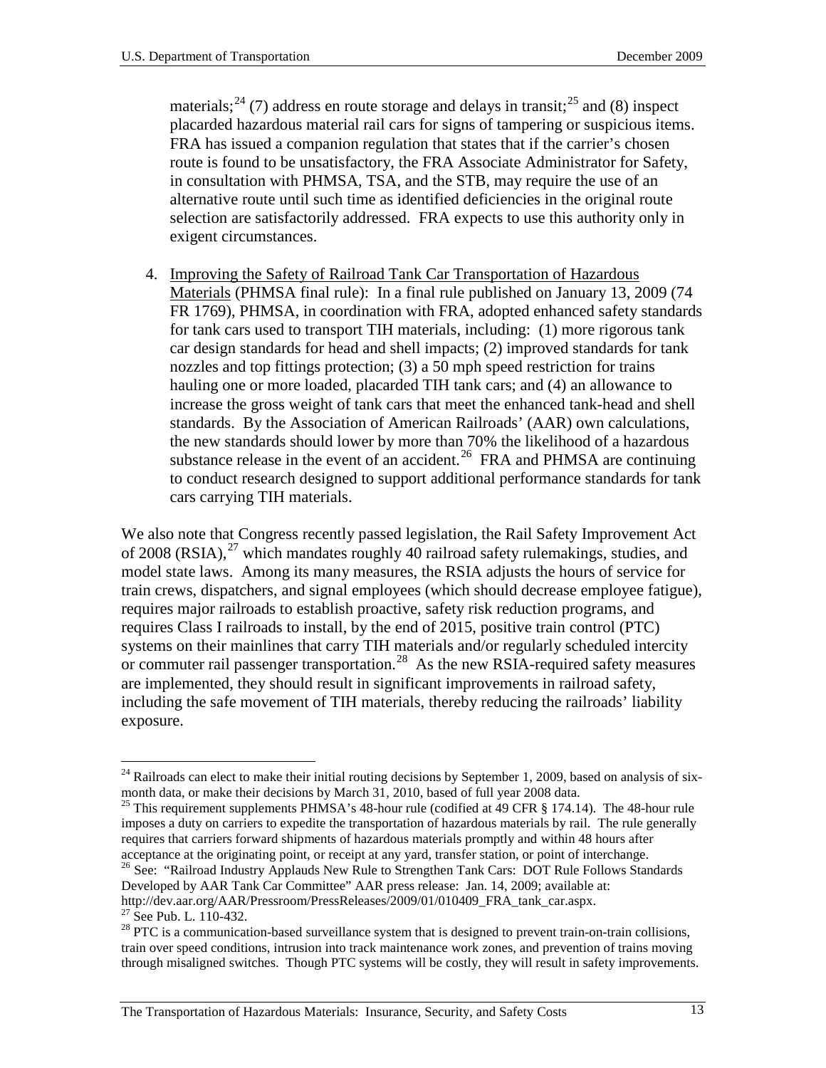materials;[24] (7) address en route storage and delays in transit;[25] and (8) inspect placarded hazardous material rail cars for signs of tampering or suspicious items. FRA has issued a companion regulation that states that if the carrier's chosen route is found to be unsatisfactory, the FRA Associate Administrator for Safety, in consultation with PHMSA, TSA, and the STB, may require the use of an alternative route until such time as identified deficiencies in the original route selection are satisfactorily addressed. FRA expects to use this authority only in exigent circumstances.

4. Improving the Safety of Railroad Tank Car Transportation of Hazardous Materials (PHMSA final rule): In a final rule published on January 13, 2009 (74 FR 1769), PHMSA, in coordination with FRA, adopted enhanced safety standards for tank cars used to transport TIH materials, including: (1) more rigorous tank car design standards for head and shell impacts; (2) improved standards for tank nozzles and top fittings protection; (3) a 50 mph speed restriction for trains hauling one or more loaded, placarded TIH tank cars; and (4) an allowance to increase the gross weight of tank cars that meet the enhanced tank-head and shell standards. By the Association of American Railroads' (AAR) own calculations, the new standards should lower by more than 70% the likelihood of a hazardous substance release in the event of an accident.[26] FRA and PHMSA are continuing to conduct research designed to support additional performance standards for tank cars carrying TIH materials.

We also note that Congress recently passed legislation, the Rail Safety Improvement Act of 2008 (RSIA),[27] which mandates roughly 40 railroad safety rulemakings, studies, and model state laws. Among its many measures, the RSIA adjusts the hours of service for train crews, dispatchers, and signal employees (which should decrease employee fatigue), requires major railroads to establish proactive, safety risk reduction programs, and requires Class I railroads to install, by the end of 2015, positive train control (PTC) systems on their mainlines that carry TIH materials and/or regularly scheduled intercity or commuter rail passenger transportation.[28] As the new RSIA-required safety measures are implemented, they should result in significant improvements in railroad safety, including the safe movement of TIH materials, thereby reducing the railroads' liability exposure.

---

[24] Railroads can elect to make their initial routing decisions by September 1, 2009, based on analysis of six-month data, or make their decisions by March 31, 2010, based of full year 2008 data.

[25] This requirement supplements PHMSA's 48-hour rule (codified at 49 CFR § 174.14). The 48-hour rule imposes a duty on carriers to expedite the transportation of hazardous materials by rail. The rule generally requires that carriers forward shipments of hazardous materials promptly and within 48 hours after acceptance at the originating point, or receipt at any yard, transfer station, or point of interchange.

[26] See: "Railroad Industry Applauds New Rule to Strengthen Tank Cars: DOT Rule Follows Standards Developed by AAR Tank Car Committee" AAR press release: Jan. 14, 2009; available at: http://dev.aar.org/AAR/Pressroom/PressReleases/2009/01/010409_FRA_tank_car.aspx.

[27] See Pub. L. 110-432.

[28] PTC is a communication-based surveillance system that is designed to prevent train-on-train collisions, train over speed conditions, intrusion into track maintenance work zones, and prevention of trains moving through misaligned switches. Though PTC systems will be costly, they will result in safety improvements.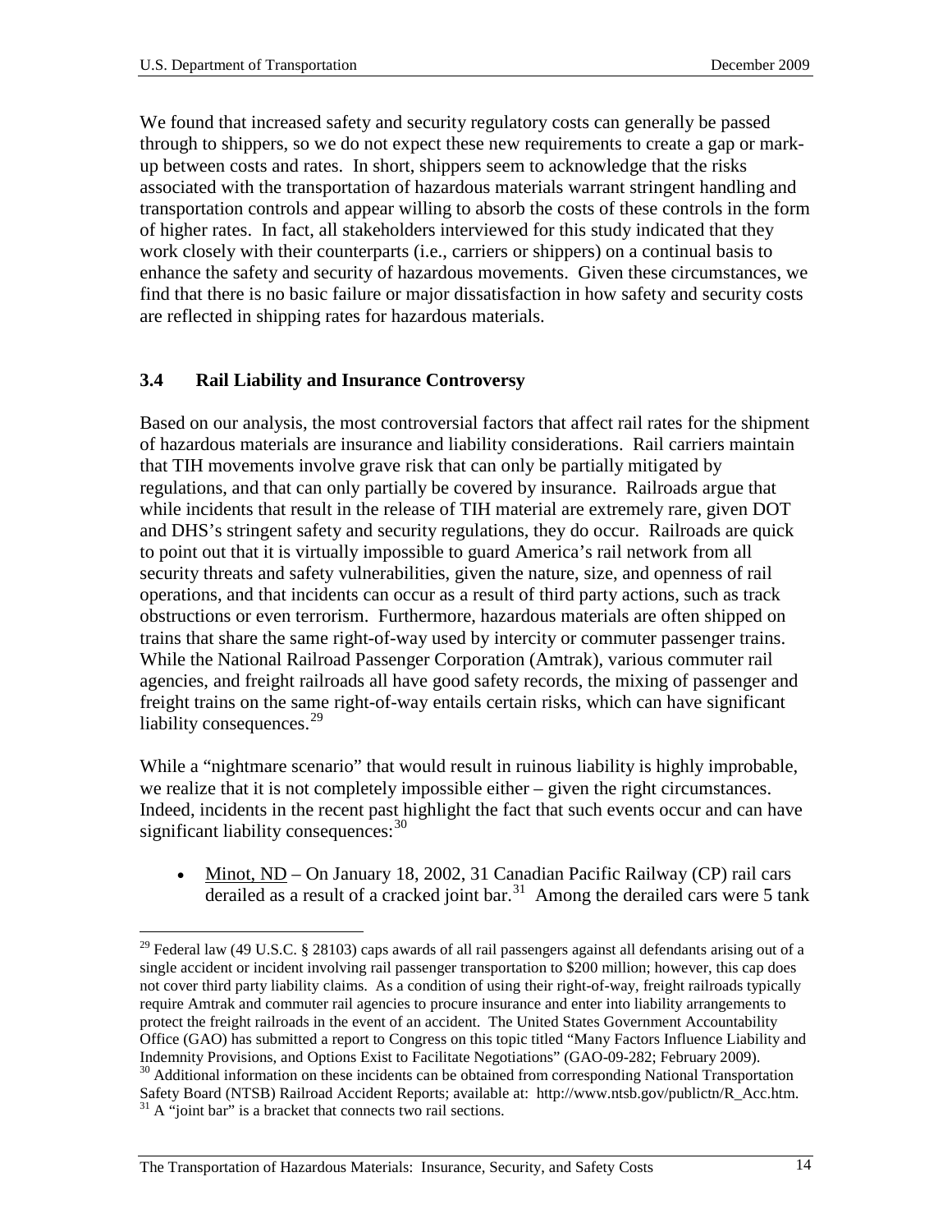We found that increased safety and security regulatory costs can generally be passed through to shippers, so we do not expect these new requirements to create a gap or mark-up between costs and rates. In short, shippers seem to acknowledge that the risks associated with the transportation of hazardous materials warrant stringent handling and transportation controls and appear willing to absorb the costs of these controls in the form of higher rates. In fact, all stakeholders interviewed for this study indicated that they work closely with their counterparts (i.e., carriers or shippers) on a continual basis to enhance the safety and security of hazardous movements. Given these circumstances, we find that there is no basic failure or major dissatisfaction in how safety and security costs are reflected in shipping rates for hazardous materials.

### 3.4 Rail Liability and Insurance Controversy

Based on our analysis, the most controversial factors that affect rail rates for the shipment of hazardous materials are insurance and liability considerations. Rail carriers maintain that TIH movements involve grave risk that can only be partially mitigated by regulations, and that can only partially be covered by insurance. Railroads argue that while incidents that result in the release of TIH material are extremely rare, given DOT and DHS's stringent safety and security regulations, they do occur. Railroads are quick to point out that it is virtually impossible to guard America's rail network from all security threats and safety vulnerabilities, given the nature, size, and openness of rail operations, and that incidents can occur as a result of third party actions, such as track obstructions or even terrorism. Furthermore, hazardous materials are often shipped on trains that share the same right-of-way used by intercity or commuter passenger trains. While the National Railroad Passenger Corporation (Amtrak), various commuter rail agencies, and freight railroads all have good safety records, the mixing of passenger and freight trains on the same right-of-way entails certain risks, which can have significant liability consequences.[29]

While a "nightmare scenario" that would result in ruinous liability is highly improbable, we realize that it is not completely impossible either – given the right circumstances. Indeed, incidents in the recent past highlight the fact that such events occur and can have significant liability consequences:[30]

- Minot, ND – On January 18, 2002, 31 Canadian Pacific Railway (CP) rail cars derailed as a result of a cracked joint bar.[31] Among the derailed cars were 5 tank

---

[29] Federal law (49 U.S.C. § 28103) caps awards of all rail passengers against all defendants arising out of a single accident or incident involving rail passenger transportation to $200 million; however, this cap does not cover third party liability claims. As a condition of using their right-of-way, freight railroads typically require Amtrak and commuter rail agencies to procure insurance and enter into liability arrangements to protect the freight railroads in the event of an accident. The United States Government Accountability Office (GAO) has submitted a report to Congress on this topic titled "Many Factors Influence Liability and Indemnity Provisions, and Options Exist to Facilitate Negotiations" (GAO-09-282; February 2009).

[30] Additional information on these incidents can be obtained from corresponding National Transportation Safety Board (NTSB) Railroad Accident Reports; available at: http://www.ntsb.gov/publictn/R_Acc.htm.

[31] A "joint bar" is a bracket that connects two rail sections.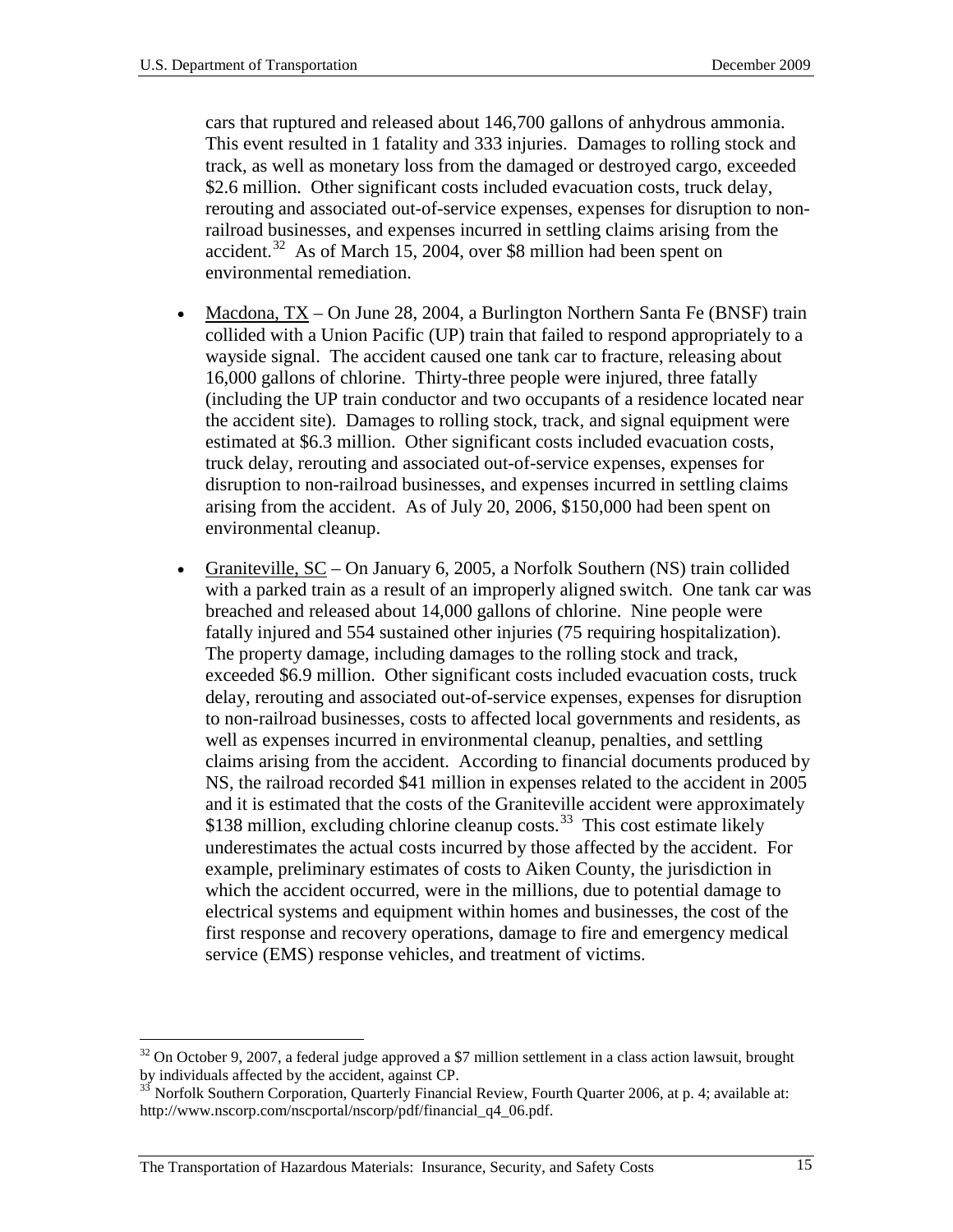cars that ruptured and released about 146,700 gallons of anhydrous ammonia. This event resulted in 1 fatality and 333 injuries. Damages to rolling stock and track, as well as monetary loss from the damaged or destroyed cargo, exceeded $2.6 million. Other significant costs included evacuation costs, truck delay, rerouting and associated out-of-service expenses, expenses for disruption to non-railroad businesses, and expenses incurred in settling claims arising from the accident.[32] As of March 15, 2004, over $8 million had been spent on environmental remediation.

- Macdona, TX – On June 28, 2004, a Burlington Northern Santa Fe (BNSF) train collided with a Union Pacific (UP) train that failed to respond appropriately to a wayside signal. The accident caused one tank car to fracture, releasing about 16,000 gallons of chlorine. Thirty-three people were injured, three fatally (including the UP train conductor and two occupants of a residence located near the accident site). Damages to rolling stock, track, and signal equipment were estimated at $6.3 million. Other significant costs included evacuation costs, truck delay, rerouting and associated out-of-service expenses, expenses for disruption to non-railroad businesses, and expenses incurred in settling claims arising from the accident. As of July 20, 2006, $150,000 had been spent on environmental cleanup.

- Graniteville, SC – On January 6, 2005, a Norfolk Southern (NS) train collided with a parked train as a result of an improperly aligned switch. One tank car was breached and released about 14,000 gallons of chlorine. Nine people were fatally injured and 554 sustained other injuries (75 requiring hospitalization). The property damage, including damages to the rolling stock and track, exceeded $6.9 million. Other significant costs included evacuation costs, truck delay, rerouting and associated out-of-service expenses, expenses for disruption to non-railroad businesses, costs to affected local governments and residents, as well as expenses incurred in environmental cleanup, penalties, and settling claims arising from the accident. According to financial documents produced by NS, the railroad recorded $41 million in expenses related to the accident in 2005 and it is estimated that the costs of the Graniteville accident were approximately $138 million, excluding chlorine cleanup costs.[33] This cost estimate likely underestimates the actual costs incurred by those affected by the accident. For example, preliminary estimates of costs to Aiken County, the jurisdiction in which the accident occurred, were in the millions, due to potential damage to electrical systems and equipment within homes and businesses, the cost of the first response and recovery operations, damage to fire and emergency medical service (EMS) response vehicles, and treatment of victims.

---

[32] On October 9, 2007, a federal judge approved a $7 million settlement in a class action lawsuit, brought by individuals affected by the accident, against CP.

[33] Norfolk Southern Corporation, Quarterly Financial Review, Fourth Quarter 2006, at p. 4; available at: http://www.nscorp.com/nscportal/nscorp/pdf/financial_q4_06.pdf.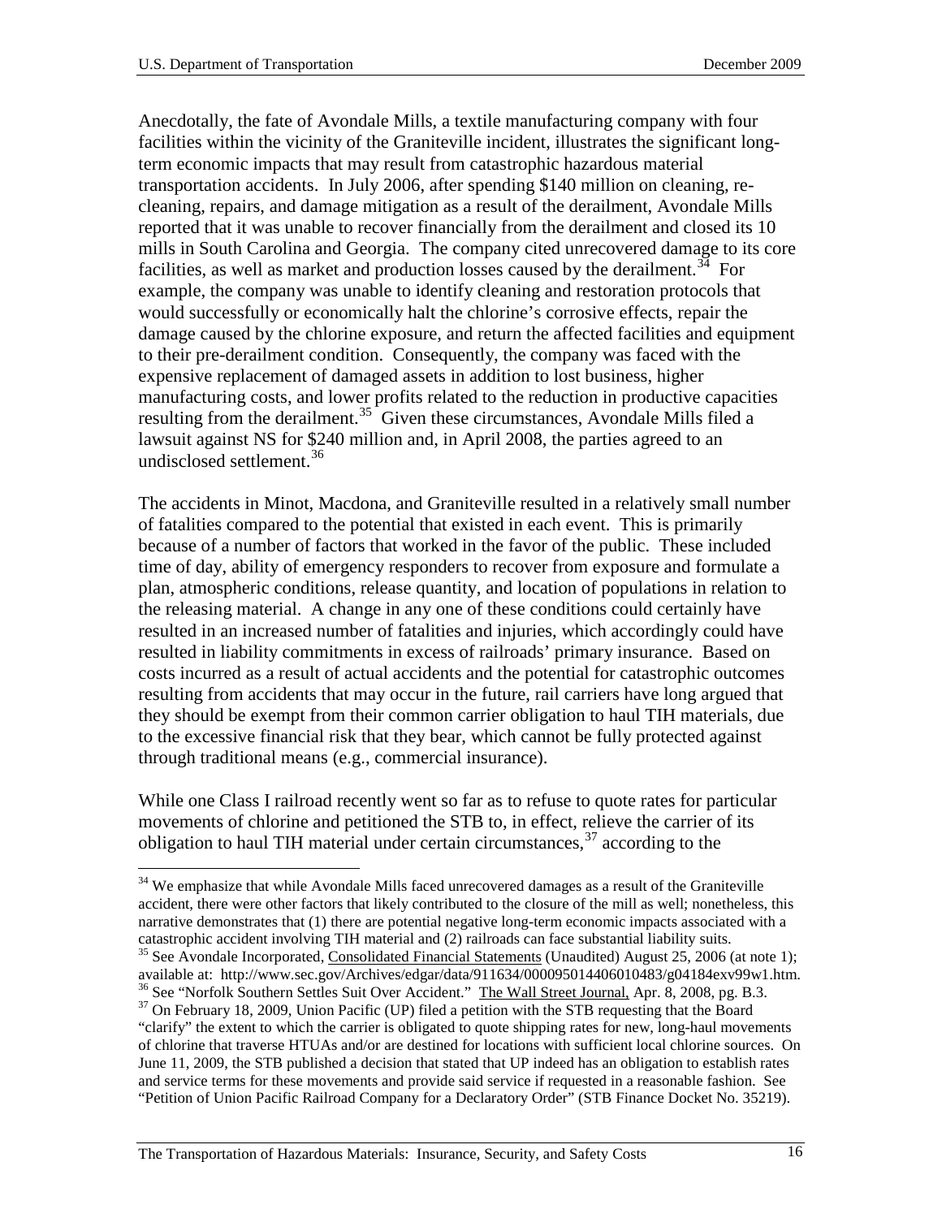Anecdotally, the fate of Avondale Mills, a textile manufacturing company with four facilities within the vicinity of the Graniteville incident, illustrates the significant long-term economic impacts that may result from catastrophic hazardous material transportation accidents. In July 2006, after spending $140 million on cleaning, re-cleaning, repairs, and damage mitigation as a result of the derailment, Avondale Mills reported that it was unable to recover financially from the derailment and closed its 10 mills in South Carolina and Georgia. The company cited unrecovered damage to its core facilities, as well as market and production losses caused by the derailment.[34] For example, the company was unable to identify cleaning and restoration protocols that would successfully or economically halt the chlorine's corrosive effects, repair the damage caused by the chlorine exposure, and return the affected facilities and equipment to their pre-derailment condition. Consequently, the company was faced with the expensive replacement of damaged assets in addition to lost business, higher manufacturing costs, and lower profits related to the reduction in productive capacities resulting from the derailment.[35] Given these circumstances, Avondale Mills filed a lawsuit against NS for $240 million and, in April 2008, the parties agreed to an undisclosed settlement.[36]

The accidents in Minot, Macdona, and Graniteville resulted in a relatively small number of fatalities compared to the potential that existed in each event. This is primarily because of a number of factors that worked in the favor of the public. These included time of day, ability of emergency responders to recover from exposure and formulate a plan, atmospheric conditions, release quantity, and location of populations in relation to the releasing material. A change in any one of these conditions could certainly have resulted in an increased number of fatalities and injuries, which accordingly could have resulted in liability commitments in excess of railroads' primary insurance. Based on costs incurred as a result of actual accidents and the potential for catastrophic outcomes resulting from accidents that may occur in the future, rail carriers have long argued that they should be exempt from their common carrier obligation to haul TIH materials, due to the excessive financial risk that they bear, which cannot be fully protected against through traditional means (e.g., commercial insurance).

While one Class I railroad recently went so far as to refuse to quote rates for particular movements of chlorine and petitioned the STB to, in effect, relieve the carrier of its obligation to haul TIH material under certain circumstances,[37] according to the

---

[34] We emphasize that while Avondale Mills faced unrecovered damages as a result of the Graniteville accident, there were other factors that likely contributed to the closure of the mill as well; nonetheless, this narrative demonstrates that (1) there are potential negative long-term economic impacts associated with a catastrophic accident involving TIH material and (2) railroads can face substantial liability suits.

[35] See Avondale Incorporated, Consolidated Financial Statements (Unaudited) August 25, 2006 (at note 1); available at: http://www.sec.gov/Archives/edgar/data/911634/000095014406010483/g04184exv99w1.htm.

[36] See "Norfolk Southern Settles Suit Over Accident." The Wall Street Journal, Apr. 8, 2008, pg. B.3.

[37] On February 18, 2009, Union Pacific (UP) filed a petition with the STB requesting that the Board "clarify" the extent to which the carrier is obligated to quote shipping rates for new, long-haul movements of chlorine that traverse HTUAs and/or are destined for locations with sufficient local chlorine sources. On June 11, 2009, the STB published a decision that stated that UP indeed has an obligation to establish rates and service terms for these movements and provide said service if requested in a reasonable fashion. See "Petition of Union Pacific Railroad Company for a Declaratory Order" (STB Finance Docket No. 35219).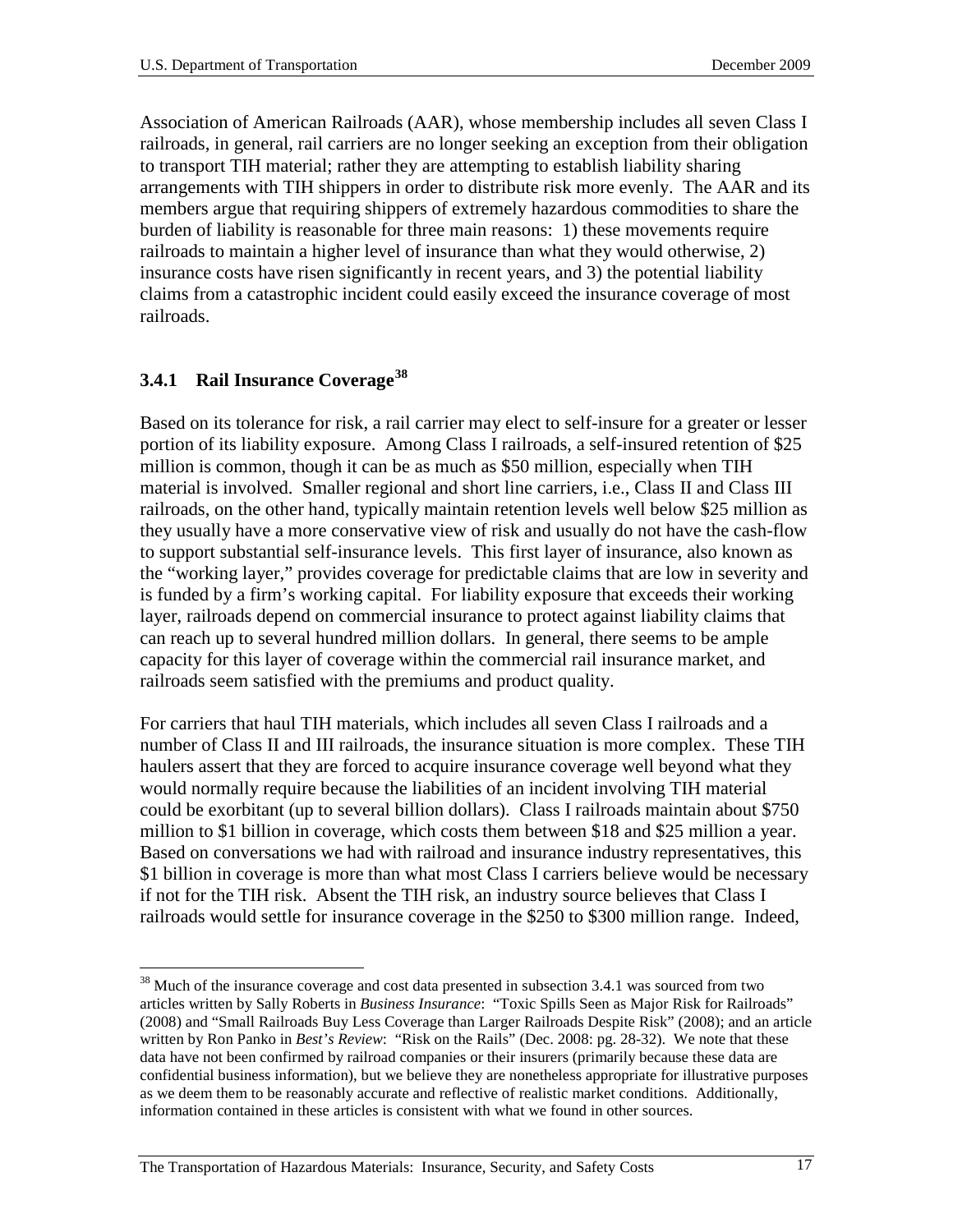Association of American Railroads (AAR), whose membership includes all seven Class I railroads, in general, rail carriers are no longer seeking an exception from their obligation to transport TIH material; rather they are attempting to establish liability sharing arrangements with TIH shippers in order to distribute risk more evenly. The AAR and its members argue that requiring shippers of extremely hazardous commodities to share the burden of liability is reasonable for three main reasons: 1) these movements require railroads to maintain a higher level of insurance than what they would otherwise, 2) insurance costs have risen significantly in recent years, and 3) the potential liability claims from a catastrophic incident could easily exceed the insurance coverage of most railroads.

### 3.4.1 Rail Insurance Coverage[38]

Based on its tolerance for risk, a rail carrier may elect to self-insure for a greater or lesser portion of its liability exposure. Among Class I railroads, a self-insured retention of $25 million is common, though it can be as much as $50 million, especially when TIH material is involved. Smaller regional and short line carriers, i.e., Class II and Class III railroads, on the other hand, typically maintain retention levels well below $25 million as they usually have a more conservative view of risk and usually do not have the cash-flow to support substantial self-insurance levels. This first layer of insurance, also known as the "working layer," provides coverage for predictable claims that are low in severity and is funded by a firm's working capital. For liability exposure that exceeds their working layer, railroads depend on commercial insurance to protect against liability claims that can reach up to several hundred million dollars. In general, there seems to be ample capacity for this layer of coverage within the commercial rail insurance market, and railroads seem satisfied with the premiums and product quality.

For carriers that haul TIH materials, which includes all seven Class I railroads and a number of Class II and III railroads, the insurance situation is more complex. These TIH haulers assert that they are forced to acquire insurance coverage well beyond what they would normally require because the liabilities of an incident involving TIH material could be exorbitant (up to several billion dollars). Class I railroads maintain about $750 million to $1 billion in coverage, which costs them between $18 and $25 million a year. Based on conversations we had with railroad and insurance industry representatives, this $1 billion in coverage is more than what most Class I carriers believe would be necessary if not for the TIH risk. Absent the TIH risk, an industry source believes that Class I railroads would settle for insurance coverage in the $250 to $300 million range. Indeed,

[38] Much of the insurance coverage and cost data presented in subsection 3.4.1 was sourced from two articles written by Sally Roberts in *Business Insurance*: "Toxic Spills Seen as Major Risk for Railroads" (2008) and "Small Railroads Buy Less Coverage than Larger Railroads Despite Risk" (2008); and an article written by Ron Panko in *Best's Review*: "Risk on the Rails" (Dec. 2008: pg. 28-32). We note that these data have not been confirmed by railroad companies or their insurers (primarily because these data are confidential business information), but we believe they are nonetheless appropriate for illustrative purposes as we deem them to be reasonably accurate and reflective of realistic market conditions. Additionally, information contained in these articles is consistent with what we found in other sources.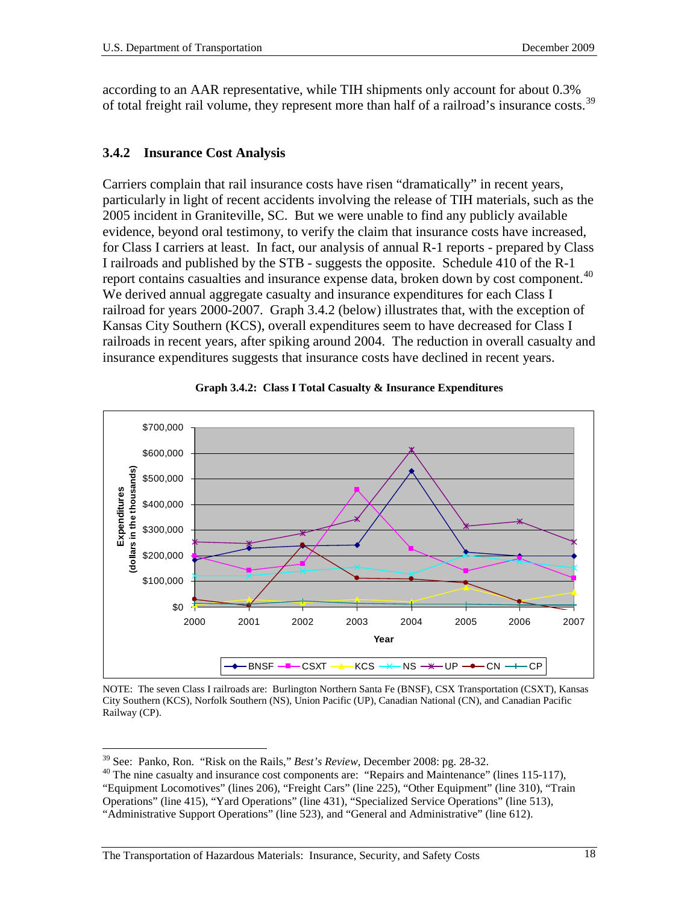according to an AAR representative, while TIH shipments only account for about 0.3% of total freight rail volume, they represent more than half of a railroad's insurance costs.[39]

### 3.4.2 Insurance Cost Analysis

Carriers complain that rail insurance costs have risen "dramatically" in recent years, particularly in light of recent accidents involving the release of TIH materials, such as the 2005 incident in Graniteville, SC. But we were unable to find any publicly available evidence, beyond oral testimony, to verify the claim that insurance costs have increased, for Class I carriers at least. In fact, our analysis of annual R-1 reports - prepared by Class I railroads and published by the STB - suggests the opposite. Schedule 410 of the R-1 report contains casualties and insurance expense data, broken down by cost component.[40] We derived annual aggregate casualty and insurance expenditures for each Class I railroad for years 2000-2007. Graph 3.4.2 (below) illustrates that, with the exception of Kansas City Southern (KCS), overall expenditures seem to have decreased for Class I railroads in recent years, after spiking around 2004. The reduction in overall casualty and insurance expenditures suggests that insurance costs have declined in recent years.

**Graph 3.4.2: Class I Total Casualty & Insurance Expenditures**

NOTE: The seven Class I railroads are: Burlington Northern Santa Fe (BNSF), CSX Transportation (CSXT), Kansas City Southern (KCS), Norfolk Southern (NS), Union Pacific (UP), Canadian National (CN), and Canadian Pacific Railway (CP).

[39] See: Panko, Ron. "Risk on the Rails," *Best's Review*, December 2008: pg. 28-32.

[40] The nine casualty and insurance cost components are: "Repairs and Maintenance" (lines 115-117), "Equipment Locomotives" (lines 206), "Freight Cars" (line 225), "Other Equipment" (line 310), "Train Operations" (line 415), "Yard Operations" (line 431), "Specialized Service Operations" (line 513), "Administrative Support Operations" (line 523), and "General and Administrative" (line 612).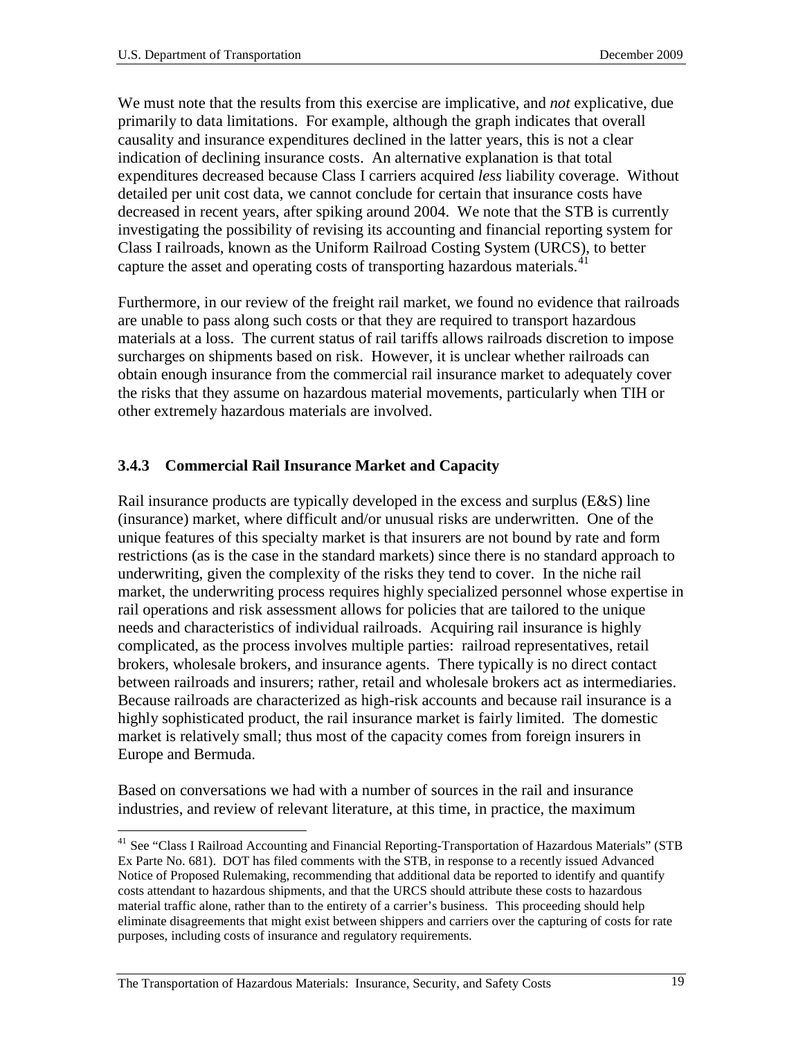We must note that the results from this exercise are implicative, and *not* explicative, due primarily to data limitations. For example, although the graph indicates that overall causality and insurance expenditures declined in the latter years, this is not a clear indication of declining insurance costs. An alternative explanation is that total expenditures decreased because Class I carriers acquired *less* liability coverage. Without detailed per unit cost data, we cannot conclude for certain that insurance costs have decreased in recent years, after spiking around 2004. We note that the STB is currently investigating the possibility of revising its accounting and financial reporting system for Class I railroads, known as the Uniform Railroad Costing System (URCS), to better capture the asset and operating costs of transporting hazardous materials.[41]

Furthermore, in our review of the freight rail market, we found no evidence that railroads are unable to pass along such costs or that they are required to transport hazardous materials at a loss. The current status of rail tariffs allows railroads discretion to impose surcharges on shipments based on risk. However, it is unclear whether railroads can obtain enough insurance from the commercial rail insurance market to adequately cover the risks that they assume on hazardous material movements, particularly when TIH or other extremely hazardous materials are involved.

### 3.4.3 Commercial Rail Insurance Market and Capacity

Rail insurance products are typically developed in the excess and surplus (E&S) line (insurance) market, where difficult and/or unusual risks are underwritten. One of the unique features of this specialty market is that insurers are not bound by rate and form restrictions (as is the case in the standard markets) since there is no standard approach to underwriting, given the complexity of the risks they tend to cover. In the niche rail market, the underwriting process requires highly specialized personnel whose expertise in rail operations and risk assessment allows for policies that are tailored to the unique needs and characteristics of individual railroads. Acquiring rail insurance is highly complicated, as the process involves multiple parties: railroad representatives, retail brokers, wholesale brokers, and insurance agents. There typically is no direct contact between railroads and insurers; rather, retail and wholesale brokers act as intermediaries. Because railroads are characterized as high-risk accounts and because rail insurance is a highly sophisticated product, the rail insurance market is fairly limited. The domestic market is relatively small; thus most of the capacity comes from foreign insurers in Europe and Bermuda.

Based on conversations we had with a number of sources in the rail and insurance industries, and review of relevant literature, at this time, in practice, the maximum

[41] See "Class I Railroad Accounting and Financial Reporting-Transportation of Hazardous Materials" (STB Ex Parte No. 681). DOT has filed comments with the STB, in response to a recently issued Advanced Notice of Proposed Rulemaking, recommending that additional data be reported to identify and quantify costs attendant to hazardous shipments, and that the URCS should attribute these costs to hazardous material traffic alone, rather than to the entirety of a carrier's business. This proceeding should help eliminate disagreements that might exist between shippers and carriers over the capturing of costs for rate purposes, including costs of insurance and regulatory requirements.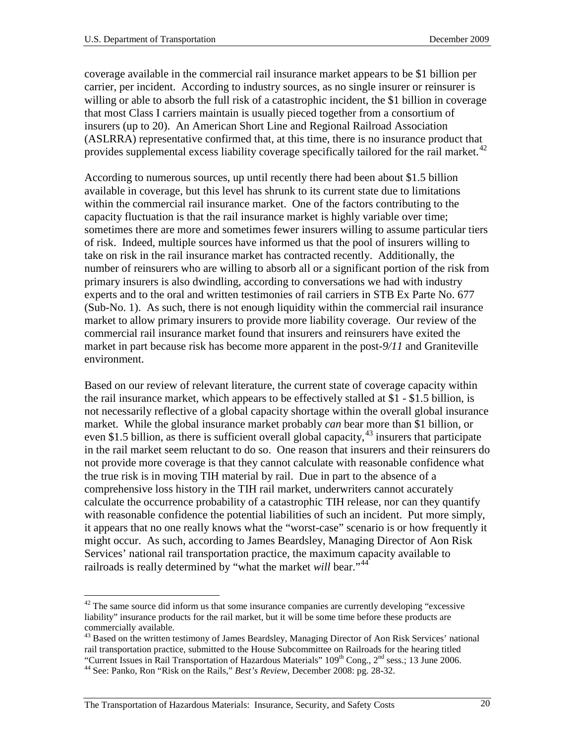coverage available in the commercial rail insurance market appears to be $1 billion per carrier, per incident. According to industry sources, as no single insurer or reinsurer is willing or able to absorb the full risk of a catastrophic incident, the $1 billion in coverage that most Class I carriers maintain is usually pieced together from a consortium of insurers (up to 20). An American Short Line and Regional Railroad Association (ASLRRA) representative confirmed that, at this time, there is no insurance product that provides supplemental excess liability coverage specifically tailored for the rail market.[42]

According to numerous sources, up until recently there had been about $1.5 billion available in coverage, but this level has shrunk to its current state due to limitations within the commercial rail insurance market. One of the factors contributing to the capacity fluctuation is that the rail insurance market is highly variable over time; sometimes there are more and sometimes fewer insurers willing to assume particular tiers of risk. Indeed, multiple sources have informed us that the pool of insurers willing to take on risk in the rail insurance market has contracted recently. Additionally, the number of reinsurers who are willing to absorb all or a significant portion of the risk from primary insurers is also dwindling, according to conversations we had with industry experts and to the oral and written testimonies of rail carriers in STB Ex Parte No. 677 (Sub-No. 1). As such, there is not enough liquidity within the commercial rail insurance market to allow primary insurers to provide more liability coverage. Our review of the commercial rail insurance market found that insurers and reinsurers have exited the market in part because risk has become more apparent in the post-*9/11* and Graniteville environment.

Based on our review of relevant literature, the current state of coverage capacity within the rail insurance market, which appears to be effectively stalled at $1 - $1.5 billion, is not necessarily reflective of a global capacity shortage within the overall global insurance market. While the global insurance market probably *can* bear more than $1 billion, or even $1.5 billion, as there is sufficient overall global capacity,[43] insurers that participate in the rail market seem reluctant to do so. One reason that insurers and their reinsurers do not provide more coverage is that they cannot calculate with reasonable confidence what the true risk is in moving TIH material by rail. Due in part to the absence of a comprehensive loss history in the TIH rail market, underwriters cannot accurately calculate the occurrence probability of a catastrophic TIH release, nor can they quantify with reasonable confidence the potential liabilities of such an incident. Put more simply, it appears that no one really knows what the "worst-case" scenario is or how frequently it might occur. As such, according to James Beardsley, Managing Director of Aon Risk Services' national rail transportation practice, the maximum capacity available to railroads is really determined by "what the market *will* bear."[44]

---

[42] The same source did inform us that some insurance companies are currently developing "excessive liability" insurance products for the rail market, but it will be some time before these products are commercially available.

[43] Based on the written testimony of James Beardsley, Managing Director of Aon Risk Services' national rail transportation practice, submitted to the House Subcommittee on Railroads for the hearing titled "Current Issues in Rail Transportation of Hazardous Materials" 109th Cong., 2nd sess.; 13 June 2006.

[44] See: Panko, Ron "Risk on the Rails," *Best's Review*, December 2008: pg. 28-32.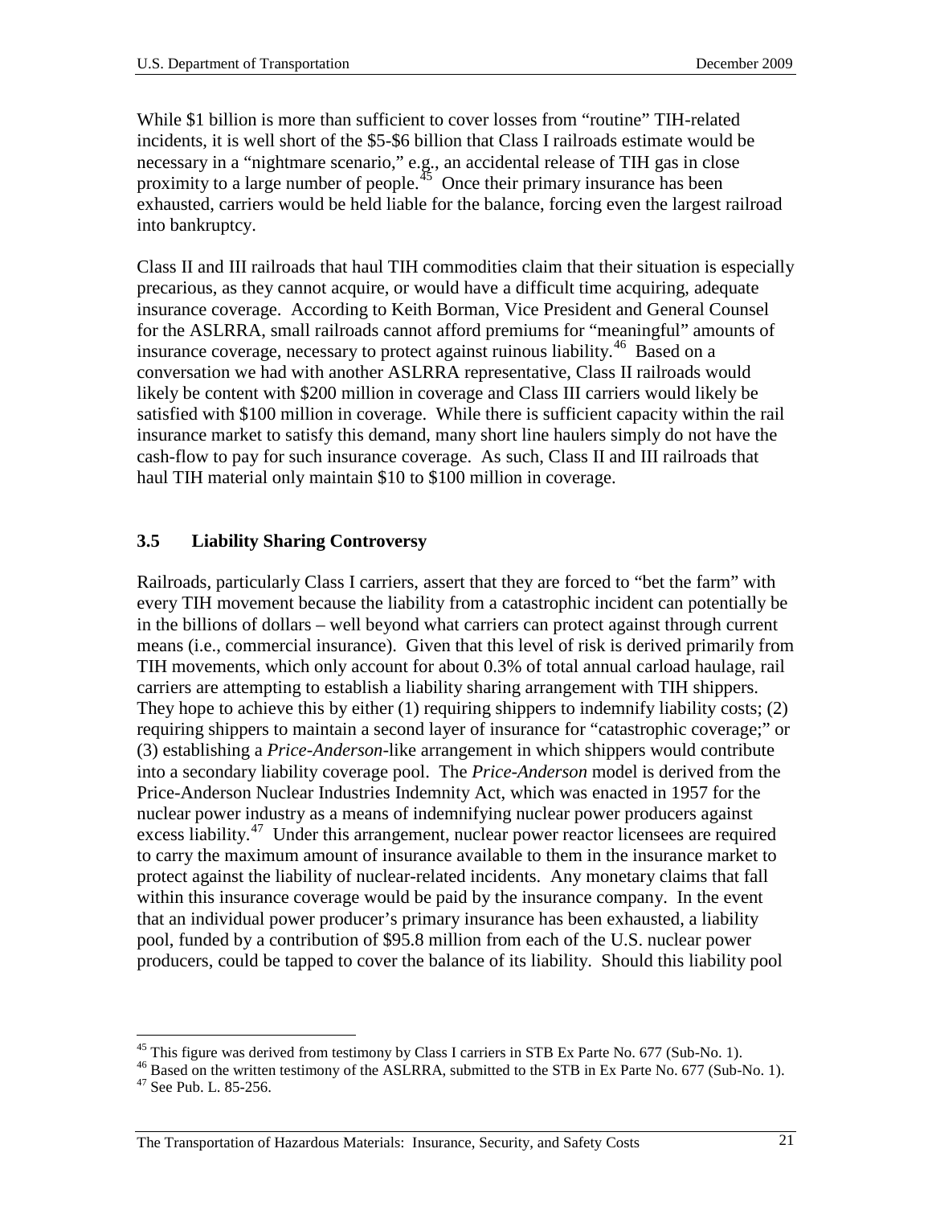While $1 billion is more than sufficient to cover losses from "routine" TIH-related incidents, it is well short of the $5-$6 billion that Class I railroads estimate would be necessary in a "nightmare scenario," e.g., an accidental release of TIH gas in close proximity to a large number of people.[45] Once their primary insurance has been exhausted, carriers would be held liable for the balance, forcing even the largest railroad into bankruptcy.

Class II and III railroads that haul TIH commodities claim that their situation is especially precarious, as they cannot acquire, or would have a difficult time acquiring, adequate insurance coverage. According to Keith Borman, Vice President and General Counsel for the ASLRRA, small railroads cannot afford premiums for "meaningful" amounts of insurance coverage, necessary to protect against ruinous liability.[46] Based on a conversation we had with another ASLRRA representative, Class II railroads would likely be content with $200 million in coverage and Class III carriers would likely be satisfied with $100 million in coverage. While there is sufficient capacity within the rail insurance market to satisfy this demand, many short line haulers simply do not have the cash-flow to pay for such insurance coverage. As such, Class II and III railroads that haul TIH material only maintain $10 to $100 million in coverage.

## 3.5 Liability Sharing Controversy

Railroads, particularly Class I carriers, assert that they are forced to "bet the farm" with every TIH movement because the liability from a catastrophic incident can potentially be in the billions of dollars – well beyond what carriers can protect against through current means (i.e., commercial insurance). Given that this level of risk is derived primarily from TIH movements, which only account for about 0.3% of total annual carload haulage, rail carriers are attempting to establish a liability sharing arrangement with TIH shippers. They hope to achieve this by either (1) requiring shippers to indemnify liability costs; (2) requiring shippers to maintain a second layer of insurance for "catastrophic coverage;" or (3) establishing a *Price-Anderson*-like arrangement in which shippers would contribute into a secondary liability coverage pool. The *Price-Anderson* model is derived from the Price-Anderson Nuclear Industries Indemnity Act, which was enacted in 1957 for the nuclear power industry as a means of indemnifying nuclear power producers against excess liability.[47] Under this arrangement, nuclear power reactor licensees are required to carry the maximum amount of insurance available to them in the insurance market to protect against the liability of nuclear-related incidents. Any monetary claims that fall within this insurance coverage would be paid by the insurance company. In the event that an individual power producer's primary insurance has been exhausted, a liability pool, funded by a contribution of $95.8 million from each of the U.S. nuclear power producers, could be tapped to cover the balance of its liability. Should this liability pool

---

[45] This figure was derived from testimony by Class I carriers in STB Ex Parte No. 677 (Sub-No. 1).

[46] Based on the written testimony of the ASLRRA, submitted to the STB in Ex Parte No. 677 (Sub-No. 1).

[47] See Pub. L. 85-256.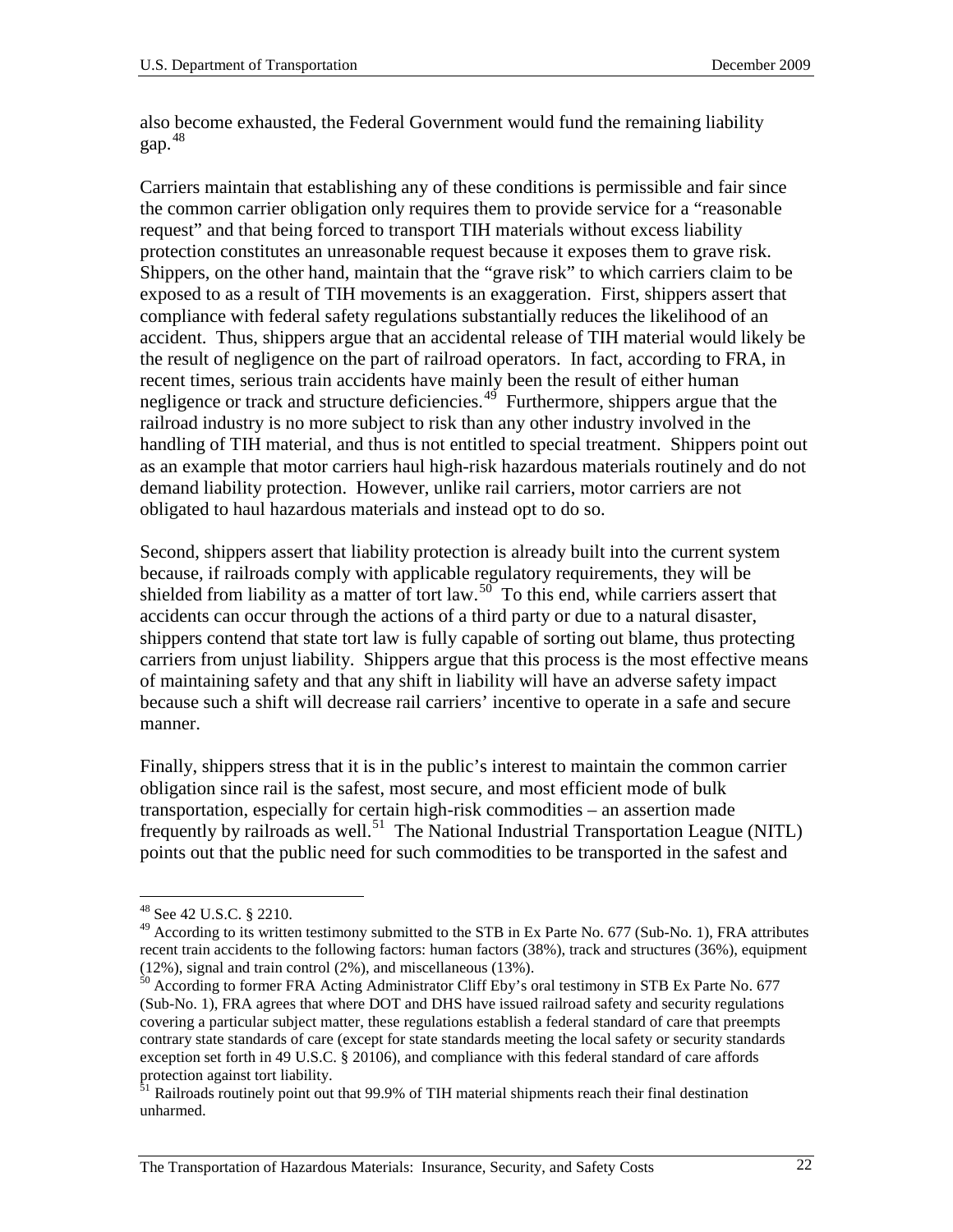also become exhausted, the Federal Government would fund the remaining liability gap.[48]

Carriers maintain that establishing any of these conditions is permissible and fair since the common carrier obligation only requires them to provide service for a "reasonable request" and that being forced to transport TIH materials without excess liability protection constitutes an unreasonable request because it exposes them to grave risk. Shippers, on the other hand, maintain that the "grave risk" to which carriers claim to be exposed to as a result of TIH movements is an exaggeration. First, shippers assert that compliance with federal safety regulations substantially reduces the likelihood of an accident. Thus, shippers argue that an accidental release of TIH material would likely be the result of negligence on the part of railroad operators. In fact, according to FRA, in recent times, serious train accidents have mainly been the result of either human negligence or track and structure deficiencies.[49] Furthermore, shippers argue that the railroad industry is no more subject to risk than any other industry involved in the handling of TIH material, and thus is not entitled to special treatment. Shippers point out as an example that motor carriers haul high-risk hazardous materials routinely and do not demand liability protection. However, unlike rail carriers, motor carriers are not obligated to haul hazardous materials and instead opt to do so.

Second, shippers assert that liability protection is already built into the current system because, if railroads comply with applicable regulatory requirements, they will be shielded from liability as a matter of tort law.[50] To this end, while carriers assert that accidents can occur through the actions of a third party or due to a natural disaster, shippers contend that state tort law is fully capable of sorting out blame, thus protecting carriers from unjust liability. Shippers argue that this process is the most effective means of maintaining safety and that any shift in liability will have an adverse safety impact because such a shift will decrease rail carriers' incentive to operate in a safe and secure manner.

Finally, shippers stress that it is in the public's interest to maintain the common carrier obligation since rail is the safest, most secure, and most efficient mode of bulk transportation, especially for certain high-risk commodities – an assertion made frequently by railroads as well.[51] The National Industrial Transportation League (NITL) points out that the public need for such commodities to be transported in the safest and

---

[48] See 42 U.S.C. § 2210.

[49] According to its written testimony submitted to the STB in Ex Parte No. 677 (Sub-No. 1), FRA attributes recent train accidents to the following factors: human factors (38%), track and structures (36%), equipment (12%), signal and train control (2%), and miscellaneous (13%).

[50] According to former FRA Acting Administrator Cliff Eby's oral testimony in STB Ex Parte No. 677 (Sub-No. 1), FRA agrees that where DOT and DHS have issued railroad safety and security regulations covering a particular subject matter, these regulations establish a federal standard of care that preempts contrary state standards of care (except for state standards meeting the local safety or security standards exception set forth in 49 U.S.C. § 20106), and compliance with this federal standard of care affords protection against tort liability.

[51] Railroads routinely point out that 99.9% of TIH material shipments reach their final destination unharmed.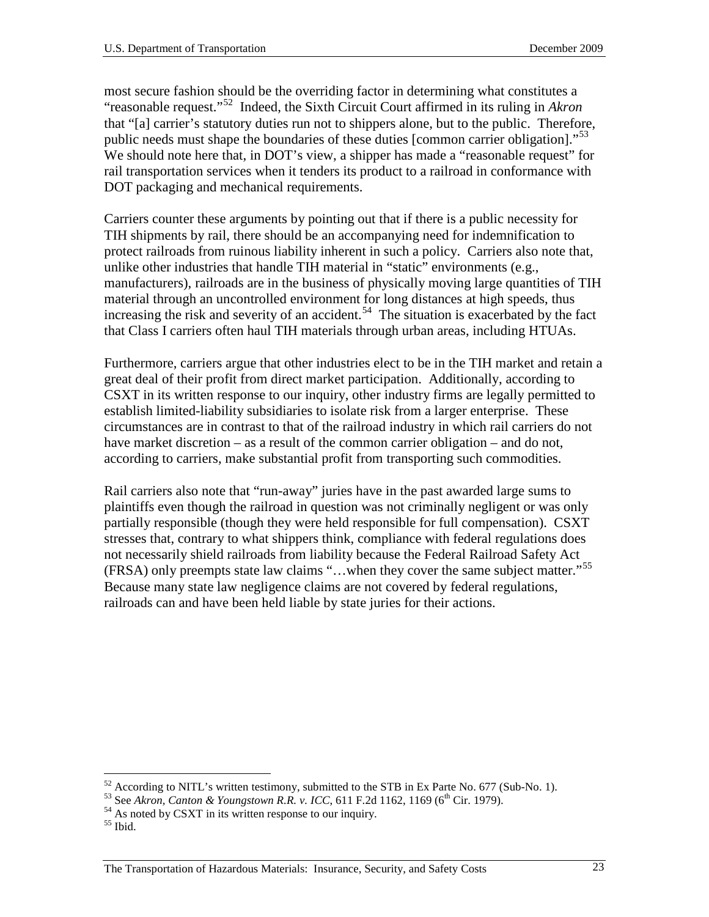most secure fashion should be the overriding factor in determining what constitutes a "reasonable request."[52] Indeed, the Sixth Circuit Court affirmed in its ruling in *Akron* that "[a] carrier's statutory duties run not to shippers alone, but to the public. Therefore, public needs must shape the boundaries of these duties [common carrier obligation]."[53] We should note here that, in DOT's view, a shipper has made a "reasonable request" for rail transportation services when it tenders its product to a railroad in conformance with DOT packaging and mechanical requirements.

Carriers counter these arguments by pointing out that if there is a public necessity for TIH shipments by rail, there should be an accompanying need for indemnification to protect railroads from ruinous liability inherent in such a policy. Carriers also note that, unlike other industries that handle TIH material in "static" environments (e.g., manufacturers), railroads are in the business of physically moving large quantities of TIH material through an uncontrolled environment for long distances at high speeds, thus increasing the risk and severity of an accident.[54] The situation is exacerbated by the fact that Class I carriers often haul TIH materials through urban areas, including HTUAs.

Furthermore, carriers argue that other industries elect to be in the TIH market and retain a great deal of their profit from direct market participation. Additionally, according to CSXT in its written response to our inquiry, other industry firms are legally permitted to establish limited-liability subsidiaries to isolate risk from a larger enterprise. These circumstances are in contrast to that of the railroad industry in which rail carriers do not have market discretion – as a result of the common carrier obligation – and do not, according to carriers, make substantial profit from transporting such commodities.

Rail carriers also note that "run-away" juries have in the past awarded large sums to plaintiffs even though the railroad in question was not criminally negligent or was only partially responsible (though they were held responsible for full compensation). CSXT stresses that, contrary to what shippers think, compliance with federal regulations does not necessarily shield railroads from liability because the Federal Railroad Safety Act (FRSA) only preempts state law claims "…when they cover the same subject matter."[55] Because many state law negligence claims are not covered by federal regulations, railroads can and have been held liable by state juries for their actions.

---

[52] According to NITL's written testimony, submitted to the STB in Ex Parte No. 677 (Sub-No. 1).
[53] See *Akron, Canton & Youngstown R.R. v. ICC*, 611 F.2d 1162, 1169 (6th Cir. 1979).
[54] As noted by CSXT in its written response to our inquiry.
[55] Ibid.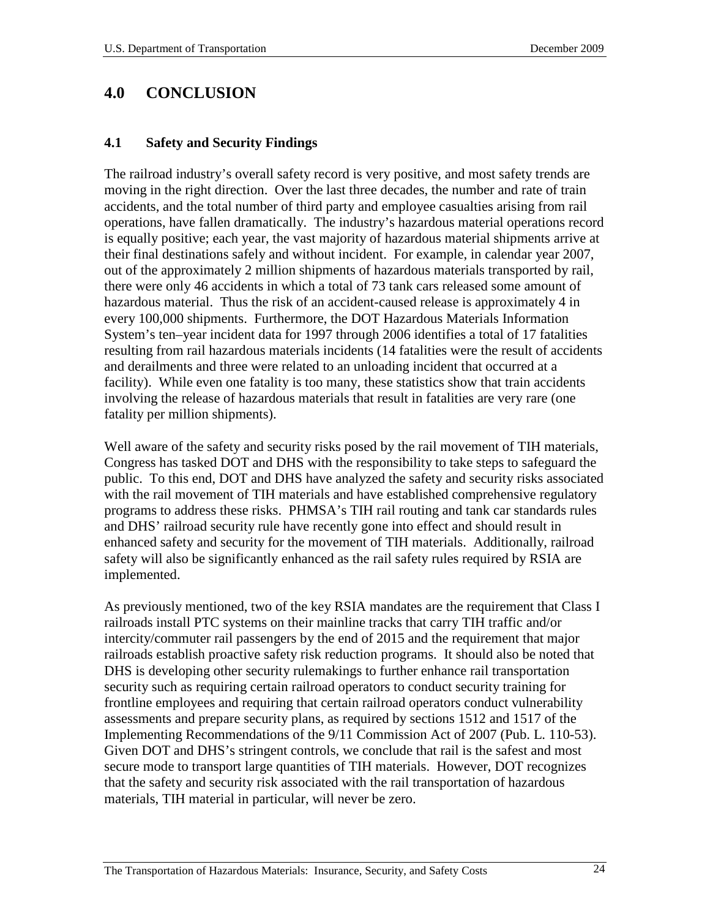# 4.0 CONCLUSION

## 4.1 Safety and Security Findings

The railroad industry's overall safety record is very positive, and most safety trends are moving in the right direction. Over the last three decades, the number and rate of train accidents, and the total number of third party and employee casualties arising from rail operations, have fallen dramatically. The industry's hazardous material operations record is equally positive; each year, the vast majority of hazardous material shipments arrive at their final destinations safely and without incident. For example, in calendar year 2007, out of the approximately 2 million shipments of hazardous materials transported by rail, there were only 46 accidents in which a total of 73 tank cars released some amount of hazardous material. Thus the risk of an accident-caused release is approximately 4 in every 100,000 shipments. Furthermore, the DOT Hazardous Materials Information System's ten–year incident data for 1997 through 2006 identifies a total of 17 fatalities resulting from rail hazardous materials incidents (14 fatalities were the result of accidents and derailments and three were related to an unloading incident that occurred at a facility). While even one fatality is too many, these statistics show that train accidents involving the release of hazardous materials that result in fatalities are very rare (one fatality per million shipments).

Well aware of the safety and security risks posed by the rail movement of TIH materials, Congress has tasked DOT and DHS with the responsibility to take steps to safeguard the public. To this end, DOT and DHS have analyzed the safety and security risks associated with the rail movement of TIH materials and have established comprehensive regulatory programs to address these risks. PHMSA's TIH rail routing and tank car standards rules and DHS' railroad security rule have recently gone into effect and should result in enhanced safety and security for the movement of TIH materials. Additionally, railroad safety will also be significantly enhanced as the rail safety rules required by RSIA are implemented.

As previously mentioned, two of the key RSIA mandates are the requirement that Class I railroads install PTC systems on their mainline tracks that carry TIH traffic and/or intercity/commuter rail passengers by the end of 2015 and the requirement that major railroads establish proactive safety risk reduction programs. It should also be noted that DHS is developing other security rulemakings to further enhance rail transportation security such as requiring certain railroad operators to conduct security training for frontline employees and requiring that certain railroad operators conduct vulnerability assessments and prepare security plans, as required by sections 1512 and 1517 of the Implementing Recommendations of the 9/11 Commission Act of 2007 (Pub. L. 110-53). Given DOT and DHS's stringent controls, we conclude that rail is the safest and most secure mode to transport large quantities of TIH materials. However, DOT recognizes that the safety and security risk associated with the rail transportation of hazardous materials, TIH material in particular, will never be zero.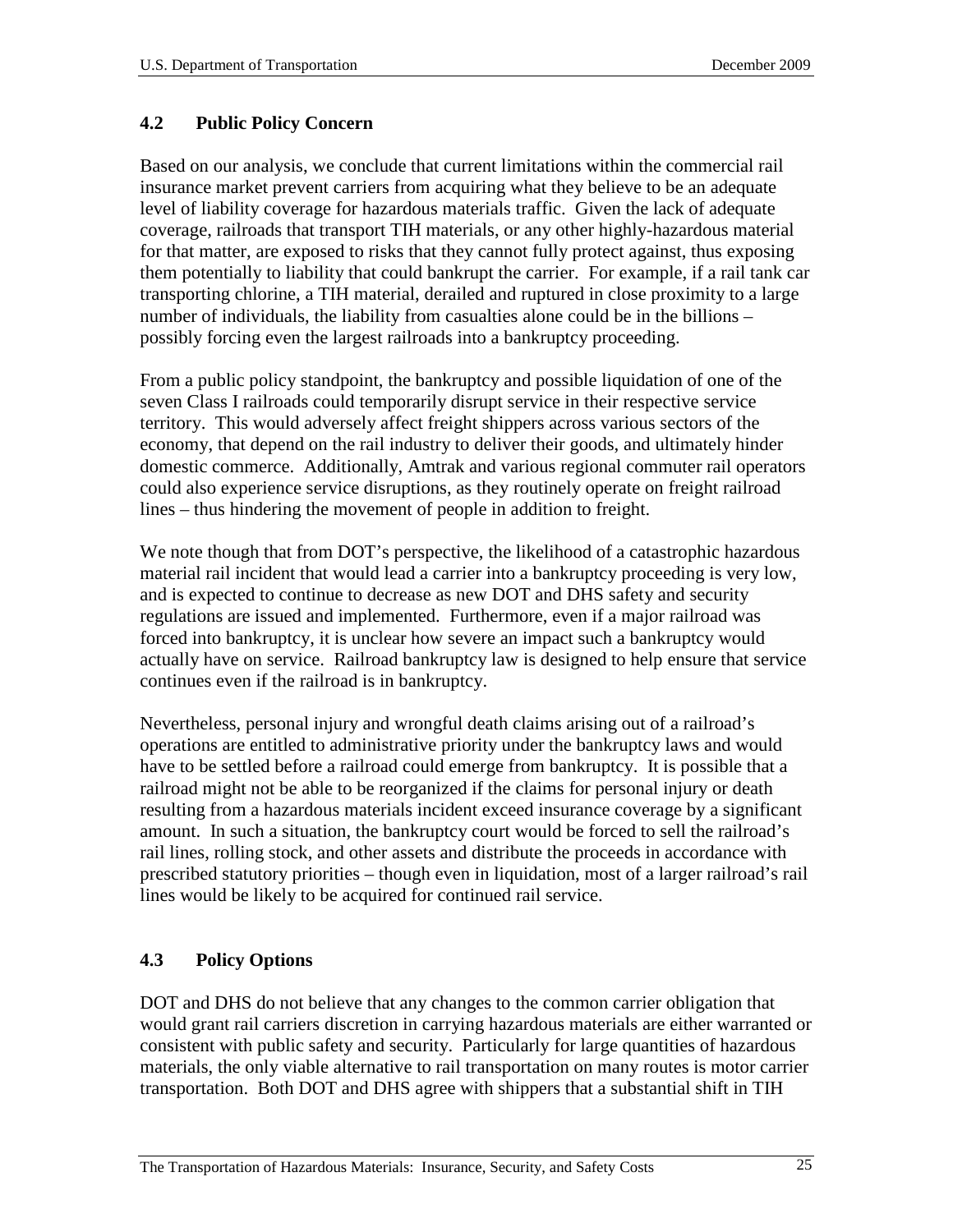## 4.2 Public Policy Concern

Based on our analysis, we conclude that current limitations within the commercial rail insurance market prevent carriers from acquiring what they believe to be an adequate level of liability coverage for hazardous materials traffic. Given the lack of adequate coverage, railroads that transport TIH materials, or any other highly-hazardous material for that matter, are exposed to risks that they cannot fully protect against, thus exposing them potentially to liability that could bankrupt the carrier. For example, if a rail tank car transporting chlorine, a TIH material, derailed and ruptured in close proximity to a large number of individuals, the liability from casualties alone could be in the billions – possibly forcing even the largest railroads into a bankruptcy proceeding.

From a public policy standpoint, the bankruptcy and possible liquidation of one of the seven Class I railroads could temporarily disrupt service in their respective service territory. This would adversely affect freight shippers across various sectors of the economy, that depend on the rail industry to deliver their goods, and ultimately hinder domestic commerce. Additionally, Amtrak and various regional commuter rail operators could also experience service disruptions, as they routinely operate on freight railroad lines – thus hindering the movement of people in addition to freight.

We note though that from DOT's perspective, the likelihood of a catastrophic hazardous material rail incident that would lead a carrier into a bankruptcy proceeding is very low, and is expected to continue to decrease as new DOT and DHS safety and security regulations are issued and implemented. Furthermore, even if a major railroad was forced into bankruptcy, it is unclear how severe an impact such a bankruptcy would actually have on service. Railroad bankruptcy law is designed to help ensure that service continues even if the railroad is in bankruptcy.

Nevertheless, personal injury and wrongful death claims arising out of a railroad's operations are entitled to administrative priority under the bankruptcy laws and would have to be settled before a railroad could emerge from bankruptcy. It is possible that a railroad might not be able to be reorganized if the claims for personal injury or death resulting from a hazardous materials incident exceed insurance coverage by a significant amount. In such a situation, the bankruptcy court would be forced to sell the railroad's rail lines, rolling stock, and other assets and distribute the proceeds in accordance with prescribed statutory priorities – though even in liquidation, most of a larger railroad's rail lines would be likely to be acquired for continued rail service.

## 4.3 Policy Options

DOT and DHS do not believe that any changes to the common carrier obligation that would grant rail carriers discretion in carrying hazardous materials are either warranted or consistent with public safety and security. Particularly for large quantities of hazardous materials, the only viable alternative to rail transportation on many routes is motor carrier transportation. Both DOT and DHS agree with shippers that a substantial shift in TIH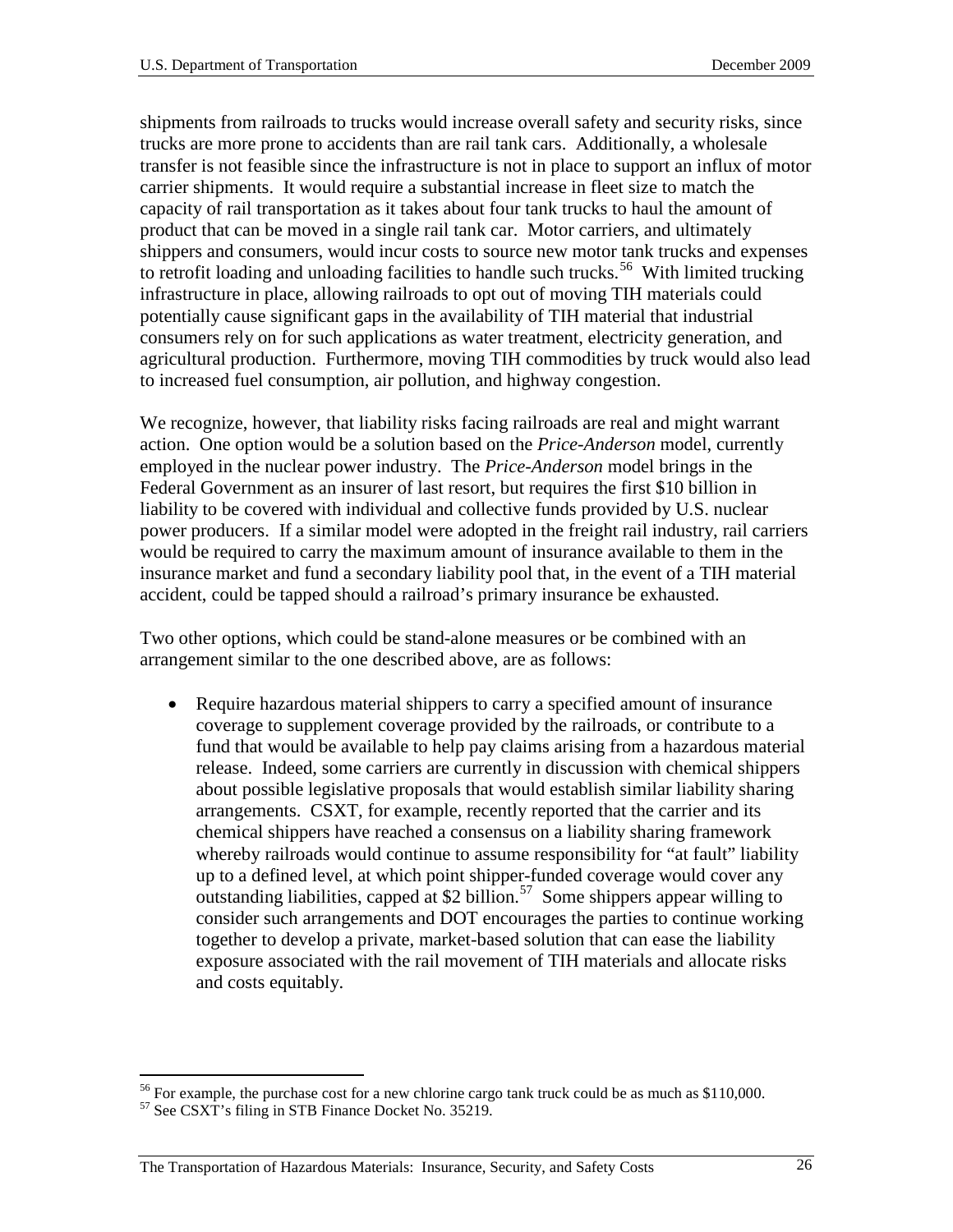shipments from railroads to trucks would increase overall safety and security risks, since trucks are more prone to accidents than are rail tank cars. Additionally, a wholesale transfer is not feasible since the infrastructure is not in place to support an influx of motor carrier shipments. It would require a substantial increase in fleet size to match the capacity of rail transportation as it takes about four tank trucks to haul the amount of product that can be moved in a single rail tank car. Motor carriers, and ultimately shippers and consumers, would incur costs to source new motor tank trucks and expenses to retrofit loading and unloading facilities to handle such trucks.[56] With limited trucking infrastructure in place, allowing railroads to opt out of moving TIH materials could potentially cause significant gaps in the availability of TIH material that industrial consumers rely on for such applications as water treatment, electricity generation, and agricultural production. Furthermore, moving TIH commodities by truck would also lead to increased fuel consumption, air pollution, and highway congestion.

We recognize, however, that liability risks facing railroads are real and might warrant action. One option would be a solution based on the *Price-Anderson* model, currently employed in the nuclear power industry. The *Price-Anderson* model brings in the Federal Government as an insurer of last resort, but requires the first $10 billion in liability to be covered with individual and collective funds provided by U.S. nuclear power producers. If a similar model were adopted in the freight rail industry, rail carriers would be required to carry the maximum amount of insurance available to them in the insurance market and fund a secondary liability pool that, in the event of a TIH material accident, could be tapped should a railroad's primary insurance be exhausted.

Two other options, which could be stand-alone measures or be combined with an arrangement similar to the one described above, are as follows:

- Require hazardous material shippers to carry a specified amount of insurance coverage to supplement coverage provided by the railroads, or contribute to a fund that would be available to help pay claims arising from a hazardous material release. Indeed, some carriers are currently in discussion with chemical shippers about possible legislative proposals that would establish similar liability sharing arrangements. CSXT, for example, recently reported that the carrier and its chemical shippers have reached a consensus on a liability sharing framework whereby railroads would continue to assume responsibility for "at fault" liability up to a defined level, at which point shipper-funded coverage would cover any outstanding liabilities, capped at $2 billion.[57] Some shippers appear willing to consider such arrangements and DOT encourages the parties to continue working together to develop a private, market-based solution that can ease the liability exposure associated with the rail movement of TIH materials and allocate risks and costs equitably.

[56] For example, the purchase cost for a new chlorine cargo tank truck could be as much as $110,000.

[57] See CSXT's filing in STB Finance Docket No. 35219.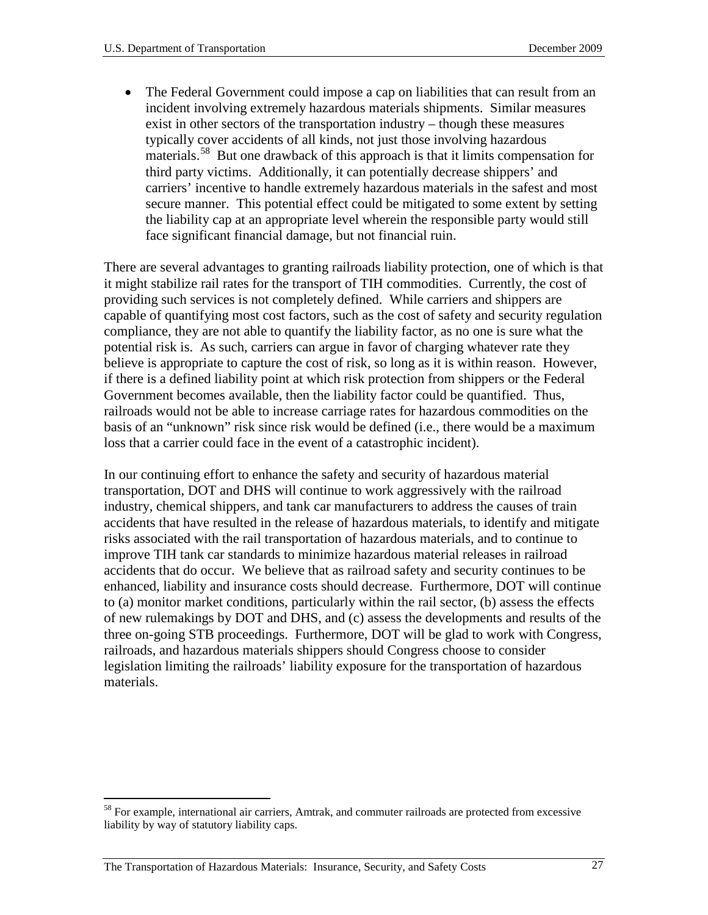- The Federal Government could impose a cap on liabilities that can result from an incident involving extremely hazardous materials shipments. Similar measures exist in other sectors of the transportation industry – though these measures typically cover accidents of all kinds, not just those involving hazardous materials.[58] But one drawback of this approach is that it limits compensation for third party victims. Additionally, it can potentially decrease shippers' and carriers' incentive to handle extremely hazardous materials in the safest and most secure manner. This potential effect could be mitigated to some extent by setting the liability cap at an appropriate level wherein the responsible party would still face significant financial damage, but not financial ruin.

There are several advantages to granting railroads liability protection, one of which is that it might stabilize rail rates for the transport of TIH commodities. Currently, the cost of providing such services is not completely defined. While carriers and shippers are capable of quantifying most cost factors, such as the cost of safety and security regulation compliance, they are not able to quantify the liability factor, as no one is sure what the potential risk is. As such, carriers can argue in favor of charging whatever rate they believe is appropriate to capture the cost of risk, so long as it is within reason. However, if there is a defined liability point at which risk protection from shippers or the Federal Government becomes available, then the liability factor could be quantified. Thus, railroads would not be able to increase carriage rates for hazardous commodities on the basis of an "unknown" risk since risk would be defined (i.e., there would be a maximum loss that a carrier could face in the event of a catastrophic incident).

In our continuing effort to enhance the safety and security of hazardous material transportation, DOT and DHS will continue to work aggressively with the railroad industry, chemical shippers, and tank car manufacturers to address the causes of train accidents that have resulted in the release of hazardous materials, to identify and mitigate risks associated with the rail transportation of hazardous materials, and to continue to improve TIH tank car standards to minimize hazardous material releases in railroad accidents that do occur. We believe that as railroad safety and security continues to be enhanced, liability and insurance costs should decrease. Furthermore, DOT will continue to (a) monitor market conditions, particularly within the rail sector, (b) assess the effects of new rulemakings by DOT and DHS, and (c) assess the developments and results of the three on-going STB proceedings. Furthermore, DOT will be glad to work with Congress, railroads, and hazardous materials shippers should Congress choose to consider legislation limiting the railroads' liability exposure for the transportation of hazardous materials.

[58] For example, international air carriers, Amtrak, and commuter railroads are protected from excessive liability by way of statutory liability caps.